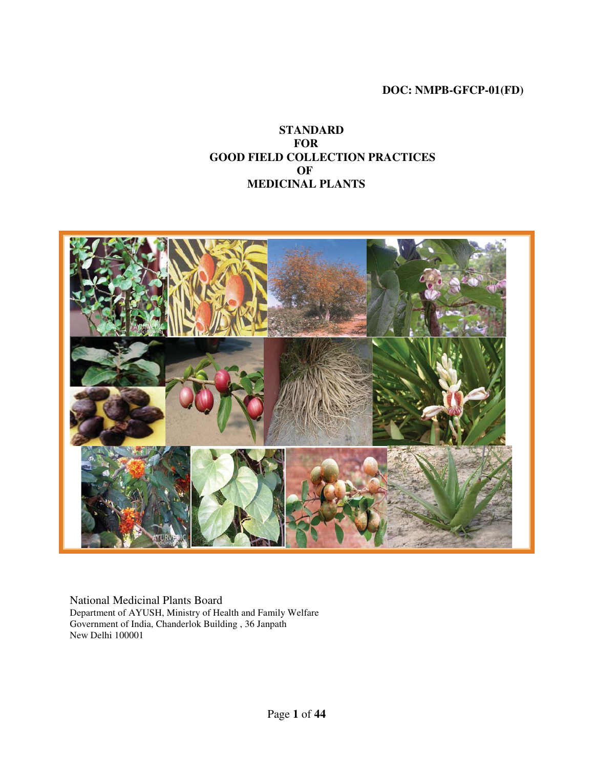**DOC: NMPB-GFCP-01(FD)**

# STANDARD FOR GOOD FIELD COLLECTION PRACTICES OF MEDICINAL PLANTS

National Medicinal Plants Board
Department of AYUSH, Ministry of Health and Family Welfare
Government of India, Chanderlok Building , 36 Janpath
New Delhi 100001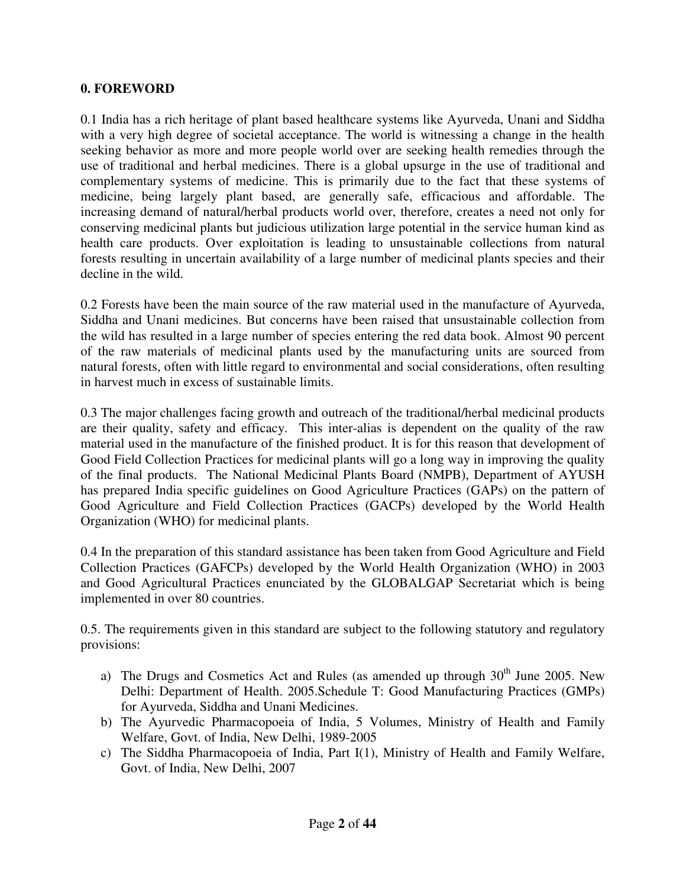## 0. FOREWORD

0.1 India has a rich heritage of plant based healthcare systems like Ayurveda, Unani and Siddha with a very high degree of societal acceptance. The world is witnessing a change in the health seeking behavior as more and more people world over are seeking health remedies through the use of traditional and herbal medicines. There is a global upsurge in the use of traditional and complementary systems of medicine. This is primarily due to the fact that these systems of medicine, being largely plant based, are generally safe, efficacious and affordable. The increasing demand of natural/herbal products world over, therefore, creates a need not only for conserving medicinal plants but judicious utilization large potential in the service human kind as health care products. Over exploitation is leading to unsustainable collections from natural forests resulting in uncertain availability of a large number of medicinal plants species and their decline in the wild.

0.2 Forests have been the main source of the raw material used in the manufacture of Ayurveda, Siddha and Unani medicines. But concerns have been raised that unsustainable collection from the wild has resulted in a large number of species entering the red data book. Almost 90 percent of the raw materials of medicinal plants used by the manufacturing units are sourced from natural forests, often with little regard to environmental and social considerations, often resulting in harvest much in excess of sustainable limits.

0.3 The major challenges facing growth and outreach of the traditional/herbal medicinal products are their quality, safety and efficacy. This inter-alias is dependent on the quality of the raw material used in the manufacture of the finished product. It is for this reason that development of Good Field Collection Practices for medicinal plants will go a long way in improving the quality of the final products. The National Medicinal Plants Board (NMPB), Department of AYUSH has prepared India specific guidelines on Good Agriculture Practices (GAPs) on the pattern of Good Agriculture and Field Collection Practices (GACPs) developed by the World Health Organization (WHO) for medicinal plants.

0.4 In the preparation of this standard assistance has been taken from Good Agriculture and Field Collection Practices (GAFCPs) developed by the World Health Organization (WHO) in 2003 and Good Agricultural Practices enunciated by the GLOBALGAP Secretariat which is being implemented in over 80 countries.

0.5. The requirements given in this standard are subject to the following statutory and regulatory provisions:

a) The Drugs and Cosmetics Act and Rules (as amended up through 30th June 2005. New Delhi: Department of Health. 2005.Schedule T: Good Manufacturing Practices (GMPs) for Ayurveda, Siddha and Unani Medicines.
b) The Ayurvedic Pharmacopoeia of India, 5 Volumes, Ministry of Health and Family Welfare, Govt. of India, New Delhi, 1989-2005
c) The Siddha Pharmacopoeia of India, Part I(1), Ministry of Health and Family Welfare, Govt. of India, New Delhi, 2007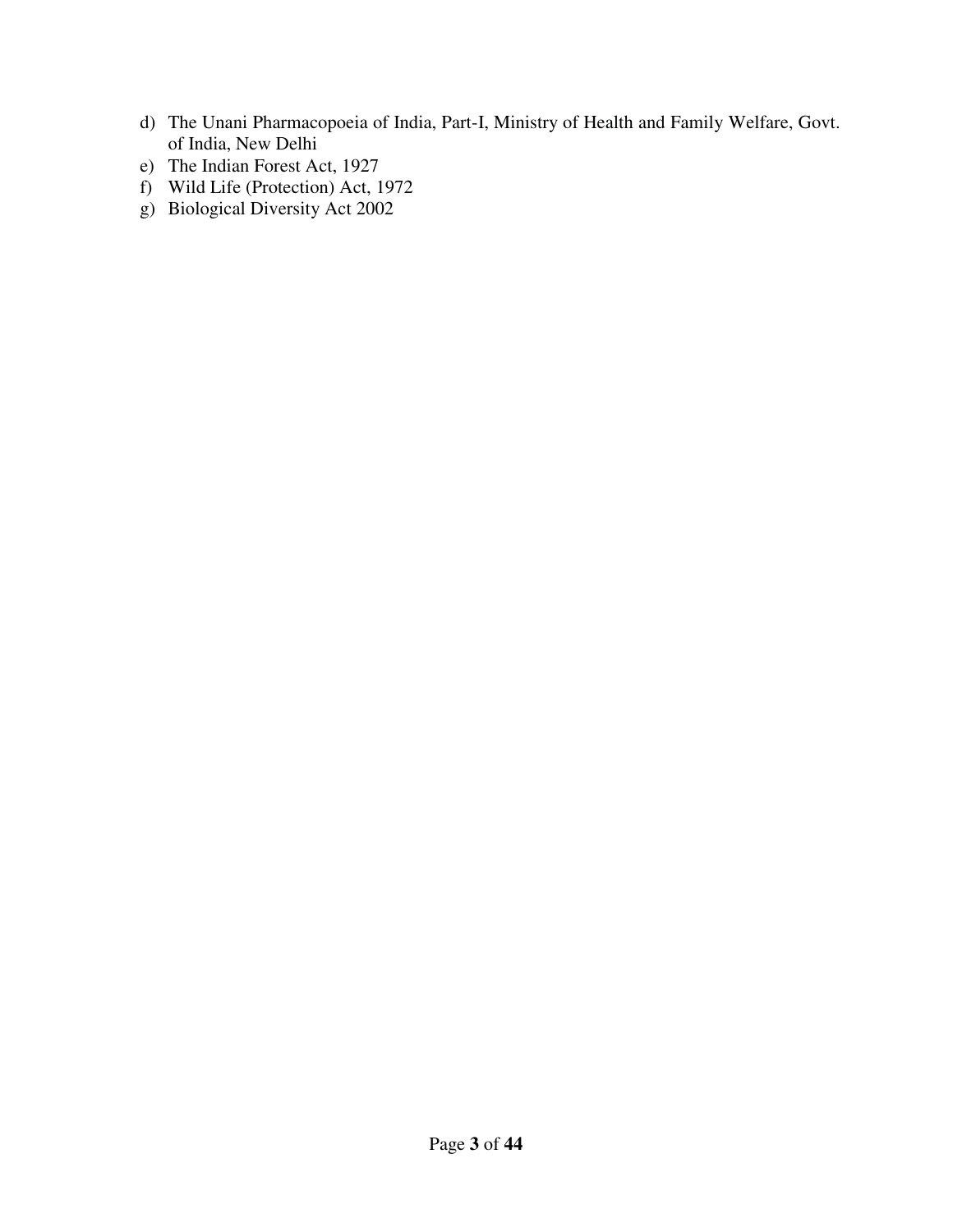d) The Unani Pharmacopoeia of India, Part-I, Ministry of Health and Family Welfare, Govt. of India, New Delhi
e) The Indian Forest Act, 1927
f) Wild Life (Protection) Act, 1972
g) Biological Diversity Act 2002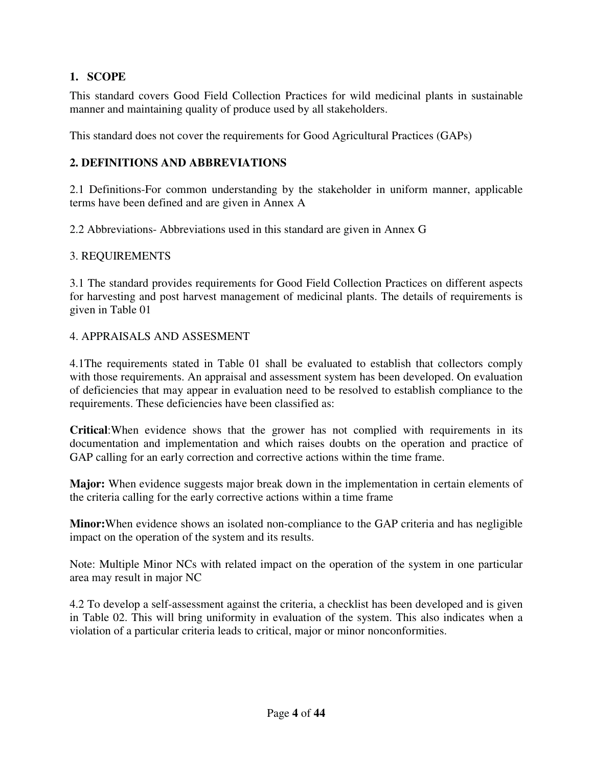## 1. SCOPE

This standard covers Good Field Collection Practices for wild medicinal plants in sustainable manner and maintaining quality of produce used by all stakeholders.

This standard does not cover the requirements for Good Agricultural Practices (GAPs)

## 2. DEFINITIONS AND ABBREVIATIONS

2.1 Definitions-For common understanding by the stakeholder in uniform manner, applicable terms have been defined and are given in Annex A

2.2 Abbreviations- Abbreviations used in this standard are given in Annex G

## 3. REQUIREMENTS

3.1 The standard provides requirements for Good Field Collection Practices on different aspects for harvesting and post harvest management of medicinal plants. The details of requirements is given in Table 01

## 4. APPRAISALS AND ASSESMENT

4.1The requirements stated in Table 01 shall be evaluated to establish that collectors comply with those requirements. An appraisal and assessment system has been developed. On evaluation of deficiencies that may appear in evaluation need to be resolved to establish compliance to the requirements. These deficiencies have been classified as:

**Critical**:When evidence shows that the grower has not complied with requirements in its documentation and implementation and which raises doubts on the operation and practice of GAP calling for an early correction and corrective actions within the time frame.

**Major:** When evidence suggests major break down in the implementation in certain elements of the criteria calling for the early corrective actions within a time frame

**Minor:**When evidence shows an isolated non-compliance to the GAP criteria and has negligible impact on the operation of the system and its results.

Note: Multiple Minor NCs with related impact on the operation of the system in one particular area may result in major NC

4.2 To develop a self-assessment against the criteria, a checklist has been developed and is given in Table 02. This will bring uniformity in evaluation of the system. This also indicates when a violation of a particular criteria leads to critical, major or minor nonconformities.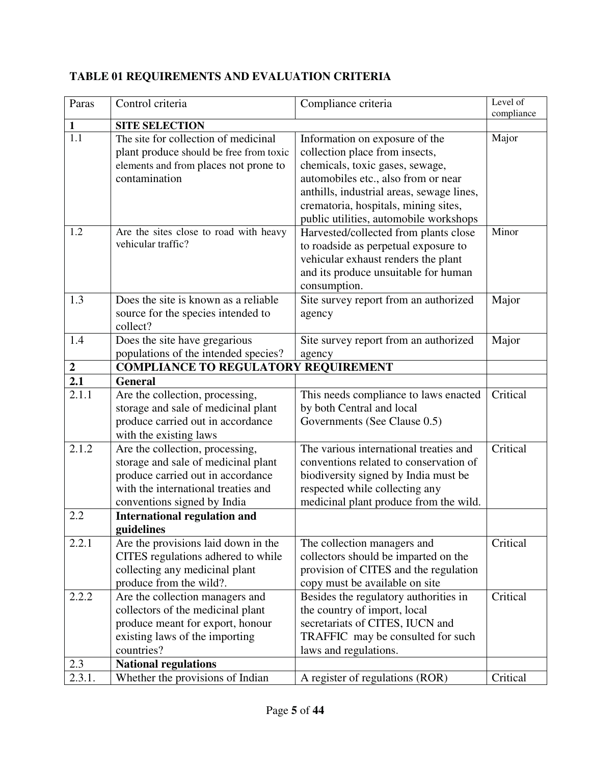## TABLE 01 REQUIREMENTS AND EVALUATION CRITERIA

| Paras | Control criteria | Compliance criteria | Level of compliance |
|---|---|---|---|
| **1** | **SITE SELECTION** | | |
| 1.1 | The site for collection of medicinal plant produce should be free from toxic elements and from places not prone to contamination | Information on exposure of the collection place from insects, chemicals, toxic gases, sewage, automobiles etc., also from or near anthills, industrial areas, sewage lines, crematoria, hospitals, mining sites, public utilities, automobile workshops | Major |
| 1.2 | Are the sites close to road with heavy vehicular traffic? | Harvested/collected from plants close to roadside as perpetual exposure to vehicular exhaust renders the plant and its produce unsuitable for human consumption. | Minor |
| 1.3 | Does the site is known as a reliable source for the species intended to collect? | Site survey report from an authorized agency | Major |
| 1.4 | Does the site have gregarious populations of the intended species? | Site survey report from an authorized agency | Major |
| **2** | **COMPLIANCE TO REGULATORY REQUIREMENT** | | |
| **2.1** | **General** | | |
| 2.1.1 | Are the collection, processing, storage and sale of medicinal plant produce carried out in accordance with the existing laws | This needs compliance to laws enacted by both Central and local Governments (See Clause 0.5) | Critical |
| 2.1.2 | Are the collection, processing, storage and sale of medicinal plant produce carried out in accordance with the international treaties and conventions signed by India | The various international treaties and conventions related to conservation of biodiversity signed by India must be respected while collecting any medicinal plant produce from the wild. | Critical |
| 2.2 | **International regulation and guidelines** | | |
| 2.2.1 | Are the provisions laid down in the CITES regulations adhered to while collecting any medicinal plant produce from the wild?. | The collection managers and collectors should be imparted on the provision of CITES and the regulation copy must be available on site | Critical |
| 2.2.2 | Are the collection managers and collectors of the medicinal plant produce meant for export, honour existing laws of the importing countries? | Besides the regulatory authorities in the country of import, local secretariats of CITES, IUCN and TRAFFIC may be consulted for such laws and regulations. | Critical |
| 2.3 | **National regulations** | | |
| 2.3.1. | Whether the provisions of Indian | A register of regulations (ROR) | Critical |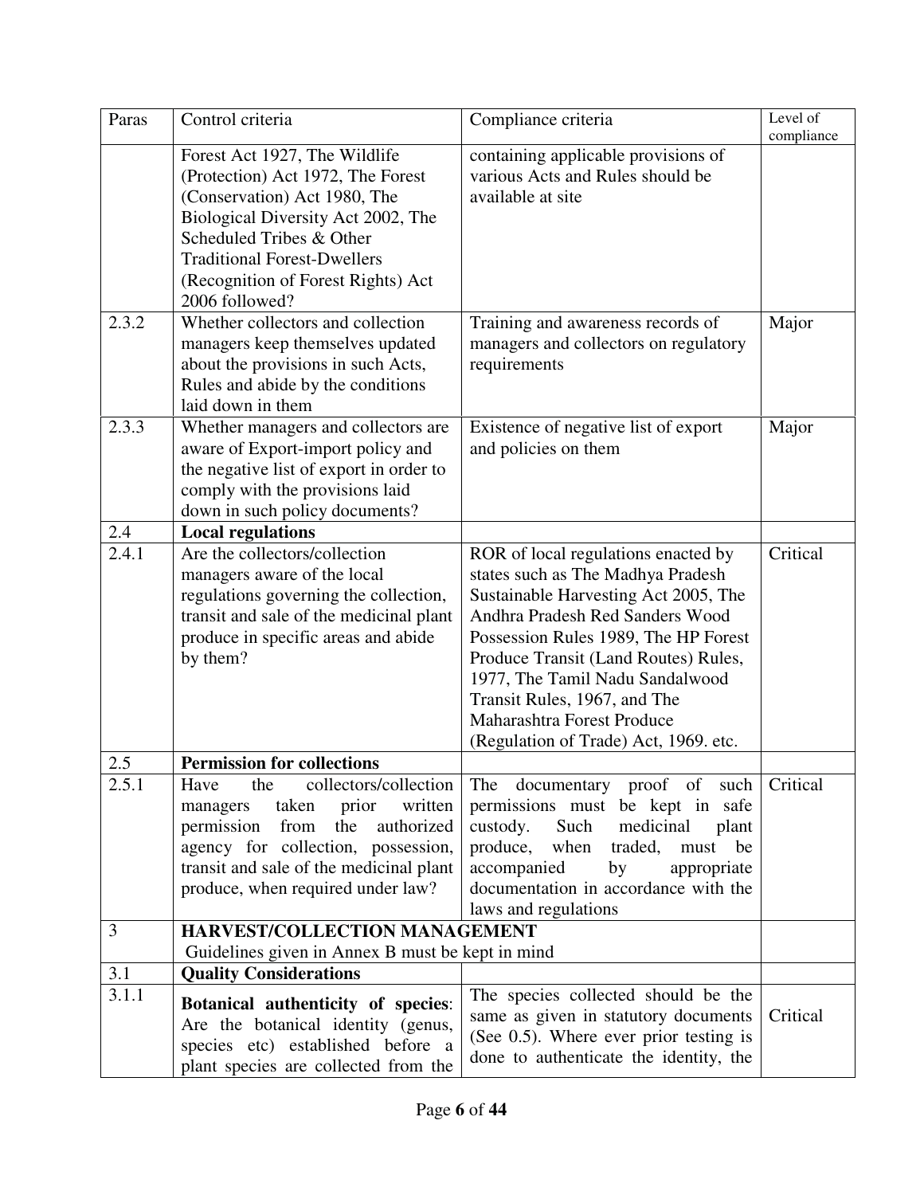| Paras | Control criteria | Compliance criteria | Level of compliance |
|---|---|---|---|
| | Forest Act 1927, The Wildlife (Protection) Act 1972, The Forest (Conservation) Act 1980, The Biological Diversity Act 2002, The Scheduled Tribes & Other Traditional Forest-Dwellers (Recognition of Forest Rights) Act 2006 followed? | containing applicable provisions of various Acts and Rules should be available at site | |
| 2.3.2 | Whether collectors and collection managers keep themselves updated about the provisions in such Acts, Rules and abide by the conditions laid down in them | Training and awareness records of managers and collectors on regulatory requirements | Major |
| 2.3.3 | Whether managers and collectors are aware of Export-import policy and the negative list of export in order to comply with the provisions laid down in such policy documents? | Existence of negative list of export and policies on them | Major |
| 2.4 | **Local regulations** | | |
| 2.4.1 | Are the collectors/collection managers aware of the local regulations governing the collection, transit and sale of the medicinal plant produce in specific areas and abide by them? | ROR of local regulations enacted by states such as The Madhya Pradesh Sustainable Harvesting Act 2005, The Andhra Pradesh Red Sanders Wood Possession Rules 1989, The HP Forest Produce Transit (Land Routes) Rules, 1977, The Tamil Nadu Sandalwood Transit Rules, 1967, and The Maharashtra Forest Produce (Regulation of Trade) Act, 1969. etc. | Critical |
| 2.5 | **Permission for collections** | | |
| 2.5.1 | Have the collectors/collection managers taken prior written permission from the authorized agency for collection, possession, transit and sale of the medicinal plant produce, when required under law? | The documentary proof of such permissions must be kept in safe custody. Such medicinal plant produce, when traded, must be accompanied by appropriate documentation in accordance with the laws and regulations | Critical |
| 3 | **HARVEST/COLLECTION MANAGEMENT** Guidelines given in Annex B must be kept in mind | | |
| 3.1 | **Quality Considerations** | | |
| 3.1.1 | **Botanical authenticity of species**: Are the botanical identity (genus, species etc) established before a plant species are collected from the | The species collected should be the same as given in statutory documents (See 0.5). Where ever prior testing is done to authenticate the identity, the | Critical |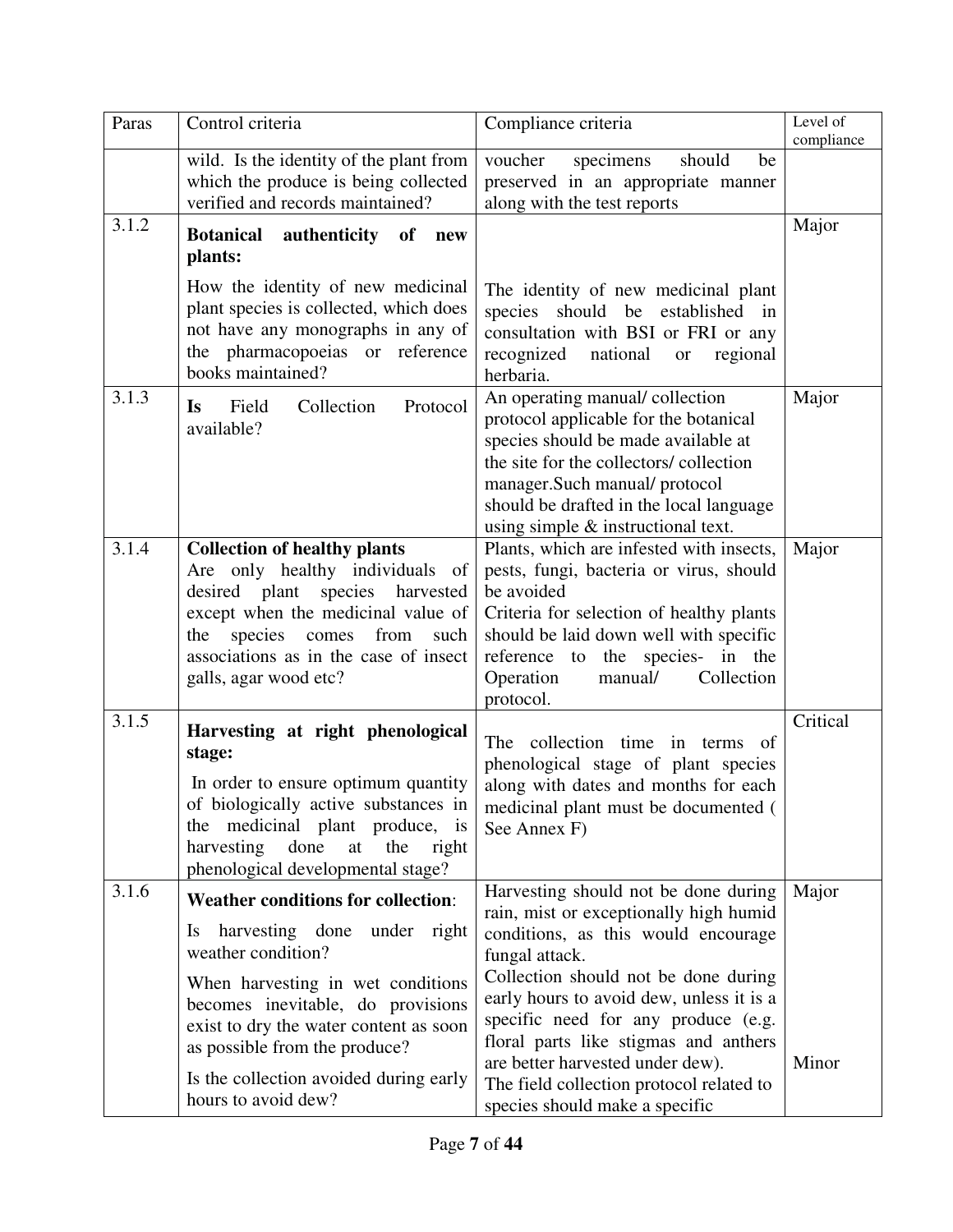| Paras | Control criteria | Compliance criteria | Level of compliance |
|---|---|---|---|
| | wild. Is the identity of the plant from which the produce is being collected verified and records maintained? | voucher specimens should be preserved in an appropriate manner along with the test reports | |
| 3.1.2 | **Botanical authenticity of new plants:** How the identity of new medicinal plant species is collected, which does not have any monographs in any of the pharmacopoeias or reference books maintained? | The identity of new medicinal plant species should be established in consultation with BSI or FRI or any recognized national or regional herbaria. | Major |
| 3.1.3 | **Is** Field Collection Protocol available? | An operating manual/ collection protocol applicable for the botanical species should be made available at the site for the collectors/ collection manager.Such manual/ protocol should be drafted in the local language using simple & instructional text. | Major |
| 3.1.4 | **Collection of healthy plants** Are only healthy individuals of desired plant species harvested except when the medicinal value of the species comes from such associations as in the case of insect galls, agar wood etc? | Plants, which are infested with insects, pests, fungi, bacteria or virus, should be avoided Criteria for selection of healthy plants should be laid down well with specific reference to the species- in the Operation manual/ Collection protocol. | Major |
| 3.1.5 | **Harvesting at right phenological stage:** In order to ensure optimum quantity of biologically active substances in the medicinal plant produce, is harvesting done at the right phenological developmental stage? | The collection time in terms of phenological stage of plant species along with dates and months for each medicinal plant must be documented ( See Annex F) | Critical |
| 3.1.6 | **Weather conditions for collection**: Is harvesting done under right weather condition? When harvesting in wet conditions becomes inevitable, do provisions exist to dry the water content as soon as possible from the produce? Is the collection avoided during early hours to avoid dew? | Harvesting should not be done during rain, mist or exceptionally high humid conditions, as this would encourage fungal attack. Collection should not be done during early hours to avoid dew, unless it is a specific need for any produce (e.g. floral parts like stigmas and anthers are better harvested under dew). The field collection protocol related to species should make a specific | Major Minor |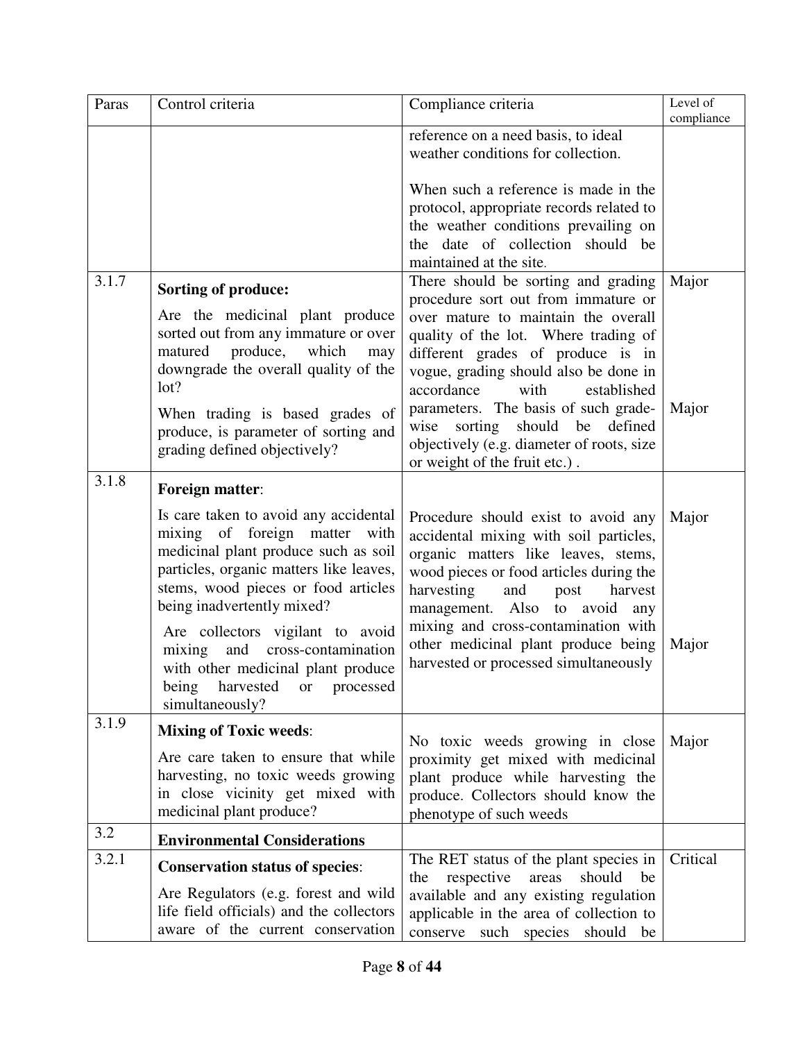| Paras | Control criteria | Compliance criteria | Level of compliance |
|---|---|---|---|
| | | reference on a need basis, to ideal weather conditions for collection.<br><br>When such a reference is made in the protocol, appropriate records related to the weather conditions prevailing on the date of collection should be maintained at the site. | |
| 3.1.7 | **Sorting of produce:**<br><br>Are the medicinal plant produce sorted out from any immature or over matured produce, which may downgrade the overall quality of the lot?<br><br>When trading is based grades of produce, is parameter of sorting and grading defined objectively? | There should be sorting and grading procedure sort out from immature or over mature to maintain the overall quality of the lot. Where trading of different grades of produce is in vogue, grading should also be done in accordance with established parameters. The basis of such grade-wise sorting should be defined objectively (e.g. diameter of roots, size or weight of the fruit etc.) . | Major<br><br>Major |
| 3.1.8 | **Foreign matter**:<br><br>Is care taken to avoid any accidental mixing of foreign matter with medicinal plant produce such as soil particles, organic matters like leaves, stems, wood pieces or food articles being inadvertently mixed?<br><br>Are collectors vigilant to avoid mixing and cross-contamination with other medicinal plant produce being harvested or processed simultaneously? | Procedure should exist to avoid any accidental mixing with soil particles, organic matters like leaves, stems, wood pieces or food articles during the harvesting and post harvest management. Also to avoid any mixing and cross-contamination with other medicinal plant produce being harvested or processed simultaneously | Major<br><br>Major |
| 3.1.9 | **Mixing of Toxic weeds**:<br><br>Are care taken to ensure that while harvesting, no toxic weeds growing in close vicinity get mixed with medicinal plant produce? | No toxic weeds growing in close proximity get mixed with medicinal plant produce while harvesting the produce. Collectors should know the phenotype of such weeds | Major |
| 3.2 | **Environmental Considerations** | | |
| 3.2.1 | **Conservation status of species**:<br><br>Are Regulators (e.g. forest and wild life field officials) and the collectors aware of the current conservation | The RET status of the plant species in the respective areas should be available and any existing regulation applicable in the area of collection to conserve such species should be | Critical |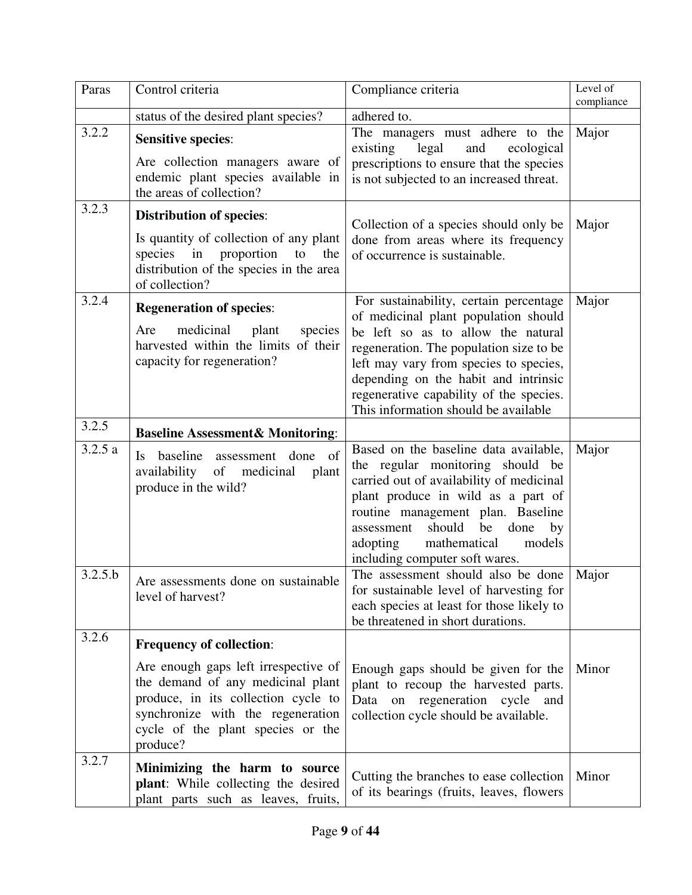| Paras | Control criteria | Compliance criteria | Level of compliance |
|---|---|---|---|
| | status of the desired plant species? | adhered to. | |
| 3.2.2 | **Sensitive species**: Are collection managers aware of endemic plant species available in the areas of collection? | The managers must adhere to the existing legal and ecological prescriptions to ensure that the species is not subjected to an increased threat. | Major |
| 3.2.3 | **Distribution of species**: Is quantity of collection of any plant species in proportion to the distribution of the species in the area of collection? | Collection of a species should only be done from areas where its frequency of occurrence is sustainable. | Major |
| 3.2.4 | **Regeneration of species**: Are medicinal plant species harvested within the limits of their capacity for regeneration? | For sustainability, certain percentage of medicinal plant population should be left so as to allow the natural regeneration. The population size to be left may vary from species to species, depending on the habit and intrinsic regenerative capability of the species. This information should be available | Major |
| 3.2.5 | **Baseline Assessment& Monitoring**: | | |
| 3.2.5 a | Is baseline assessment done of availability of medicinal plant produce in the wild? | Based on the baseline data available, the regular monitoring should be carried out of availability of medicinal plant produce in wild as a part of routine management plan. Baseline assessment should be done by adopting mathematical models including computer soft wares. | Major |
| 3.2.5.b | Are assessments done on sustainable level of harvest? | The assessment should also be done for sustainable level of harvesting for each species at least for those likely to be threatened in short durations. | Major |
| 3.2.6 | **Frequency of collection**: Are enough gaps left irrespective of the demand of any medicinal plant produce, in its collection cycle to synchronize with the regeneration cycle of the plant species or the produce? | Enough gaps should be given for the plant to recoup the harvested parts. Data on regeneration cycle and collection cycle should be available. | Minor |
| 3.2.7 | **Minimizing the harm to source plant**: While collecting the desired plant parts such as leaves, fruits, | Cutting the branches to ease collection of its bearings (fruits, leaves, flowers | Minor |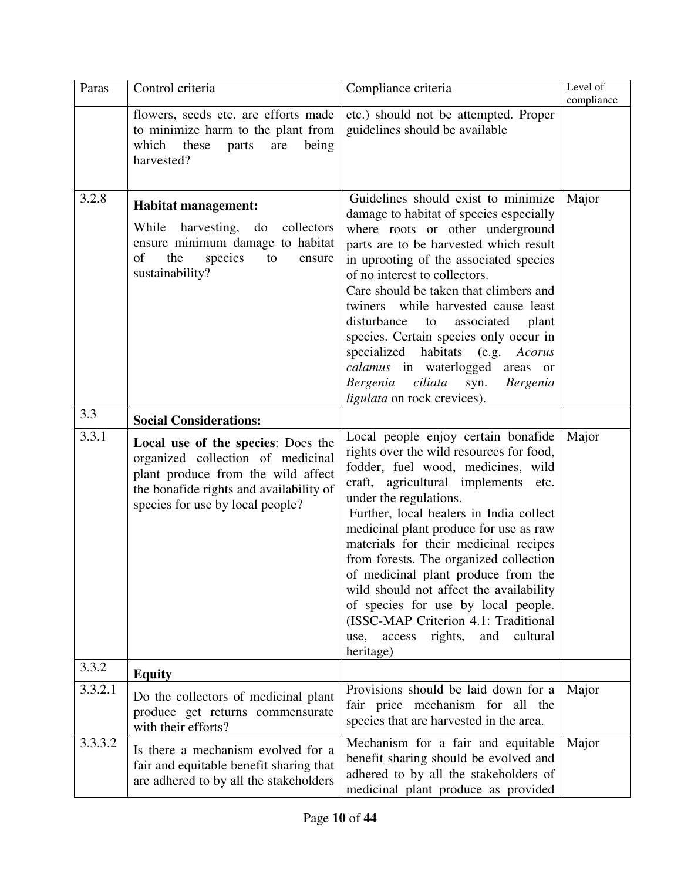| Paras | Control criteria | Compliance criteria | Level of compliance |
|---|---|---|---|
| | flowers, seeds etc. are efforts made to minimize harm to the plant from which these parts are being harvested? | etc.) should not be attempted. Proper guidelines should be available | |
| 3.2.8 | **Habitat management:** While harvesting, do collectors ensure minimum damage to habitat of the species to ensure sustainability? | Guidelines should exist to minimize damage to habitat of species especially where roots or other underground parts are to be harvested which result in uprooting of the associated species of no interest to collectors. Care should be taken that climbers and twiners while harvested cause least disturbance to associated plant species. Certain species only occur in specialized habitats (e.g. *Acorus calamus* in waterlogged areas or *Bergenia ciliata* syn. *Bergenia ligulata* on rock crevices). | Major |
| 3.3 | **Social Considerations:** | | |
| 3.3.1 | **Local use of the species**: Does the organized collection of medicinal plant produce from the wild affect the bonafide rights and availability of species for use by local people? | Local people enjoy certain bonafide rights over the wild resources for food, fodder, fuel wood, medicines, wild craft, agricultural implements etc. under the regulations. Further, local healers in India collect medicinal plant produce for use as raw materials for their medicinal recipes from forests. The organized collection of medicinal plant produce from the wild should not affect the availability of species for use by local people. (ISSC-MAP Criterion 4.1: Traditional use, access rights, and cultural heritage) | Major |
| 3.3.2 | **Equity** | | |
| 3.3.2.1 | Do the collectors of medicinal plant produce get returns commensurate with their efforts? | Provisions should be laid down for a fair price mechanism for all the species that are harvested in the area. | Major |
| 3.3.3.2 | Is there a mechanism evolved for a fair and equitable benefit sharing that are adhered to by all the stakeholders | Mechanism for a fair and equitable benefit sharing should be evolved and adhered to by all the stakeholders of medicinal plant produce as provided | Major |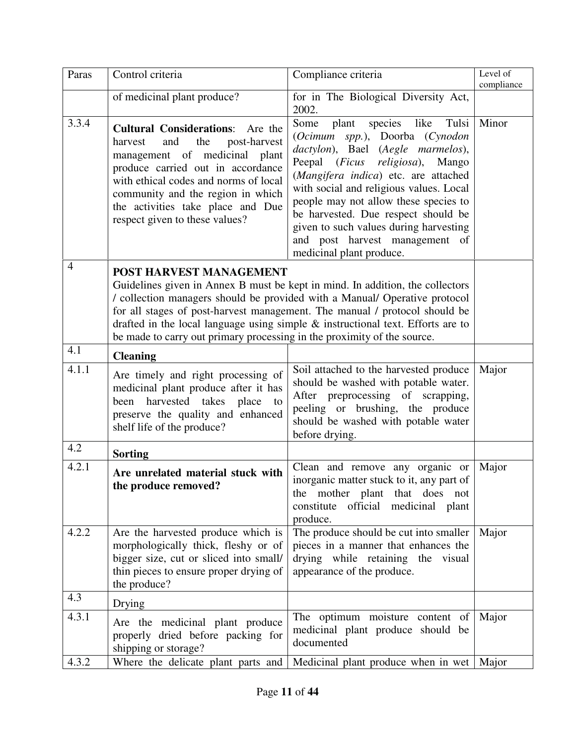| Paras | Control criteria | Compliance criteria | Level of compliance |
|---|---|---|---|
| | of medicinal plant produce? | for in The Biological Diversity Act, 2002. | |
| 3.3.4 | **Cultural Considerations**: Are the harvest and the post-harvest management of medicinal plant produce carried out in accordance with ethical codes and norms of local community and the region in which the activities take place and Due respect given to these values? | Some plant species like Tulsi (*Ocimum spp.*), Doorba (*Cynodon dactylon*), Bael (*Aegle marmelos*), Peepal (*Ficus religiosa*), Mango (*Mangifera indica*) etc. are attached with social and religious values. Local people may not allow these species to be harvested. Due respect should be given to such values during harvesting and post harvest management of medicinal plant produce. | Minor |
| 4 | **POST HARVEST MANAGEMENT** Guidelines given in Annex B must be kept in mind. In addition, the collectors / collection managers should be provided with a Manual/ Operative protocol for all stages of post-harvest management. The manual / protocol should be drafted in the local language using simple & instructional text. Efforts are to be made to carry out primary processing in the proximity of the source. | | |
| 4.1 | **Cleaning** | | |
| 4.1.1 | Are timely and right processing of medicinal plant produce after it has been harvested takes place to preserve the quality and enhanced shelf life of the produce? | Soil attached to the harvested produce should be washed with potable water. After preprocessing of scrapping, peeling or brushing, the produce should be washed with potable water before drying. | Major |
| 4.2 | **Sorting** | | |
| 4.2.1 | **Are unrelated material stuck with the produce removed?** | Clean and remove any organic or inorganic matter stuck to it, any part of the mother plant that does not constitute official medicinal plant produce. | Major |
| 4.2.2 | Are the harvested produce which is morphologically thick, fleshy or of bigger size, cut or sliced into small/ thin pieces to ensure proper drying of the produce? | The produce should be cut into smaller pieces in a manner that enhances the drying while retaining the visual appearance of the produce. | Major |
| 4.3 | Drying | | |
| 4.3.1 | Are the medicinal plant produce properly dried before packing for shipping or storage? | The optimum moisture content of medicinal plant produce should be documented | Major |
| 4.3.2 | Where the delicate plant parts and | Medicinal plant produce when in wet | Major |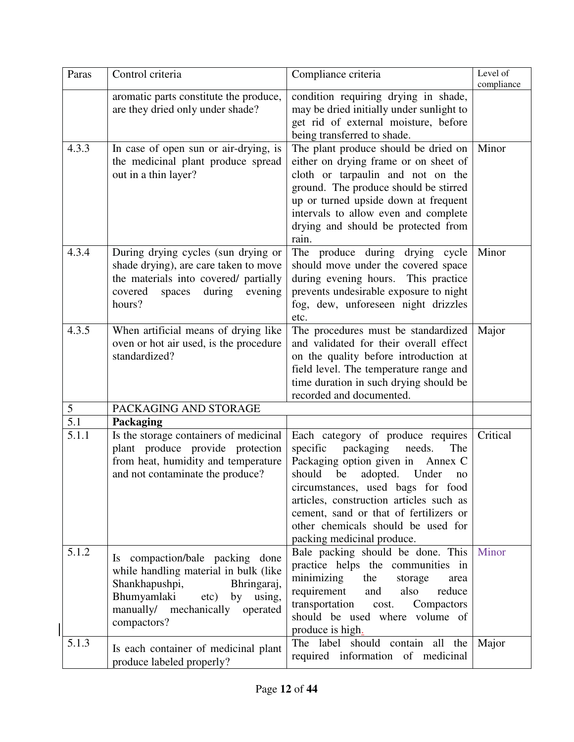| Paras | Control criteria | Compliance criteria | Level of compliance |
|---|---|---|---|
| | aromatic parts constitute the produce, are they dried only under shade? | condition requiring drying in shade, may be dried initially under sunlight to get rid of external moisture, before being transferred to shade. | |
| 4.3.3 | In case of open sun or air-drying, is the medicinal plant produce spread out in a thin layer? | The plant produce should be dried on either on drying frame or on sheet of cloth or tarpaulin and not on the ground. The produce should be stirred up or turned upside down at frequent intervals to allow even and complete drying and should be protected from rain. | Minor |
| 4.3.4 | During drying cycles (sun drying or shade drying), are care taken to move the materials into covered/ partially covered spaces during evening hours? | The produce during drying cycle should move under the covered space during evening hours. This practice prevents undesirable exposure to night fog, dew, unforeseen night drizzles etc. | Minor |
| 4.3.5 | When artificial means of drying like oven or hot air used, is the procedure standardized? | The procedures must be standardized and validated for their overall effect on the quality before introduction at field level. The temperature range and time duration in such drying should be recorded and documented. | Major |
| 5 | PACKAGING AND STORAGE | | |
| 5.1 | **Packaging** | | |
| 5.1.1 | Is the storage containers of medicinal plant produce provide protection from heat, humidity and temperature and not contaminate the produce? | Each category of produce requires specific packaging needs. The Packaging option given in Annex C should be adopted. Under no circumstances, used bags for food articles, construction articles such as cement, sand or that of fertilizers or other chemicals should be used for packing medicinal produce. | Critical |
| 5.1.2 | Is compaction/bale packing done while handling material in bulk (like Shankhapushpi, Bhringaraj, Bhumyamlaki etc) by using, manually/ mechanically operated compactors? | Bale packing should be done. This practice helps the communities in minimizing the storage area requirement and also reduce transportation cost. Compactors should be used where volume of produce is high. | Minor |
| 5.1.3 | Is each container of medicinal plant produce labeled properly? | The label should contain all the required information of medicinal | Major |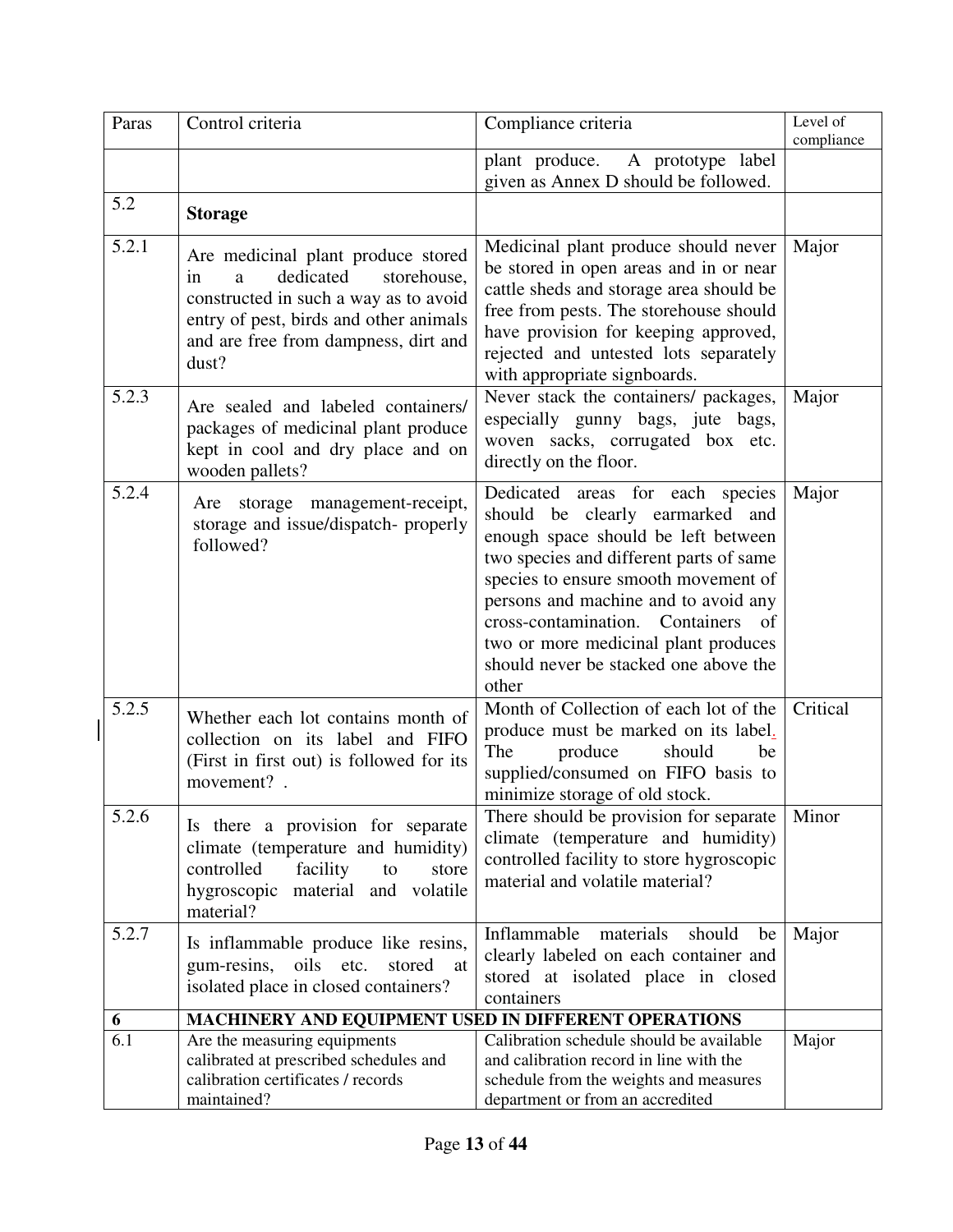| Paras | Control criteria | Compliance criteria | Level of compliance |
|---|---|---|---|
| | | plant produce. A prototype label given as Annex D should be followed. | |
| 5.2 | **Storage** | | |
| 5.2.1 | Are medicinal plant produce stored in a dedicated storehouse, constructed in such a way as to avoid entry of pest, birds and other animals and are free from dampness, dirt and dust? | Medicinal plant produce should never be stored in open areas and in or near cattle sheds and storage area should be free from pests. The storehouse should have provision for keeping approved, rejected and untested lots separately with appropriate signboards. | Major |
| 5.2.3 | Are sealed and labeled containers/ packages of medicinal plant produce kept in cool and dry place and on wooden pallets? | Never stack the containers/ packages, especially gunny bags, jute bags, woven sacks, corrugated box etc. directly on the floor. | Major |
| 5.2.4 | Are storage management-receipt, storage and issue/dispatch- properly followed? | Dedicated areas for each species should be clearly earmarked and enough space should be left between two species and different parts of same species to ensure smooth movement of persons and machine and to avoid any cross-contamination. Containers of two or more medicinal plant produces should never be stacked one above the other | Major |
| 5.2.5 | Whether each lot contains month of collection on its label and FIFO (First in first out) is followed for its movement? . | Month of Collection of each lot of the produce must be marked on its label. The produce should be supplied/consumed on FIFO basis to minimize storage of old stock. | Critical |
| 5.2.6 | Is there a provision for separate climate (temperature and humidity) controlled facility to store hygroscopic material and volatile material? | There should be provision for separate climate (temperature and humidity) controlled facility to store hygroscopic material and volatile material? | Minor |
| 5.2.7 | Is inflammable produce like resins, gum-resins, oils etc. stored at isolated place in closed containers? | Inflammable materials should be clearly labeled on each container and stored at isolated place in closed containers | Major |
| **6** | **MACHINERY AND EQUIPMENT USED IN DIFFERENT OPERATIONS** | | |
| 6.1 | Are the measuring equipments calibrated at prescribed schedules and calibration certificates / records maintained? | Calibration schedule should be available and calibration record in line with the schedule from the weights and measures department or from an accredited | Major |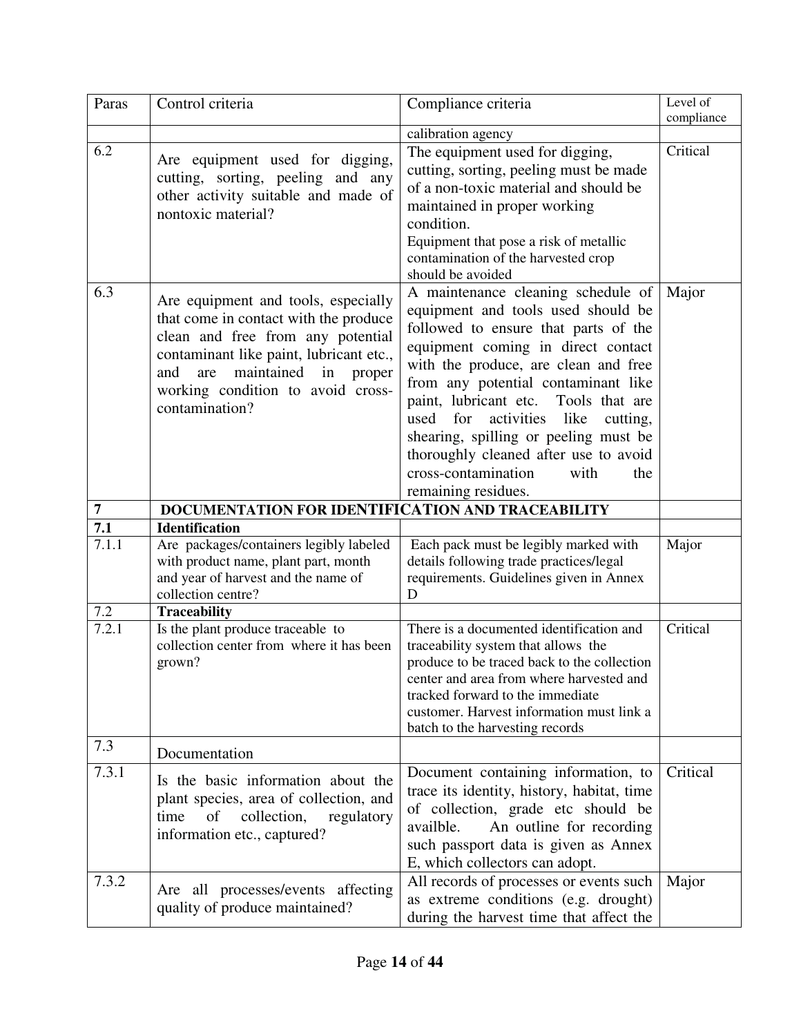| Paras | Control criteria | Compliance criteria | Level of compliance |
|---|---|---|---|
| | | calibration agency | |
| 6.2 | Are equipment used for digging, cutting, sorting, peeling and any other activity suitable and made of nontoxic material? | The equipment used for digging, cutting, sorting, peeling must be made of a non-toxic material and should be maintained in proper working condition.<br>Equipment that pose a risk of metallic contamination of the harvested crop should be avoided | Critical |
| 6.3 | Are equipment and tools, especially that come in contact with the produce clean and free from any potential contaminant like paint, lubricant etc., and are maintained in proper working condition to avoid cross-contamination? | A maintenance cleaning schedule of equipment and tools used should be followed to ensure that parts of the equipment coming in direct contact with the produce, are clean and free from any potential contaminant like paint, lubricant etc. Tools that are used for activities like cutting, shearing, spilling or peeling must be thoroughly cleaned after use to avoid cross-contamination with the remaining residues. | Major |
| **7** | **DOCUMENTATION FOR IDENTIFICATION AND TRACEABILITY** | | |
| **7.1** | **Identification** | | |
| 7.1.1 | Are packages/containers legibly labeled with product name, plant part, month and year of harvest and the name of collection centre? | Each pack must be legibly marked with details following trade practices/legal requirements. Guidelines given in Annex D | Major |
| 7.2 | **Traceability** | | |
| 7.2.1 | Is the plant produce traceable to collection center from where it has been grown? | There is a documented identification and traceability system that allows the produce to be traced back to the collection center and area from where harvested and tracked forward to the immediate customer. Harvest information must link a batch to the harvesting records | Critical |
| 7.3 | Documentation | | |
| 7.3.1 | Is the basic information about the plant species, area of collection, and time of collection, regulatory information etc., captured? | Document containing information, to trace its identity, history, habitat, time of collection, grade etc should be availble. An outline for recording such passport data is given as Annex E, which collectors can adopt. | Critical |
| 7.3.2 | Are all processes/events affecting quality of produce maintained? | All records of processes or events such as extreme conditions (e.g. drought) during the harvest time that affect the | Major |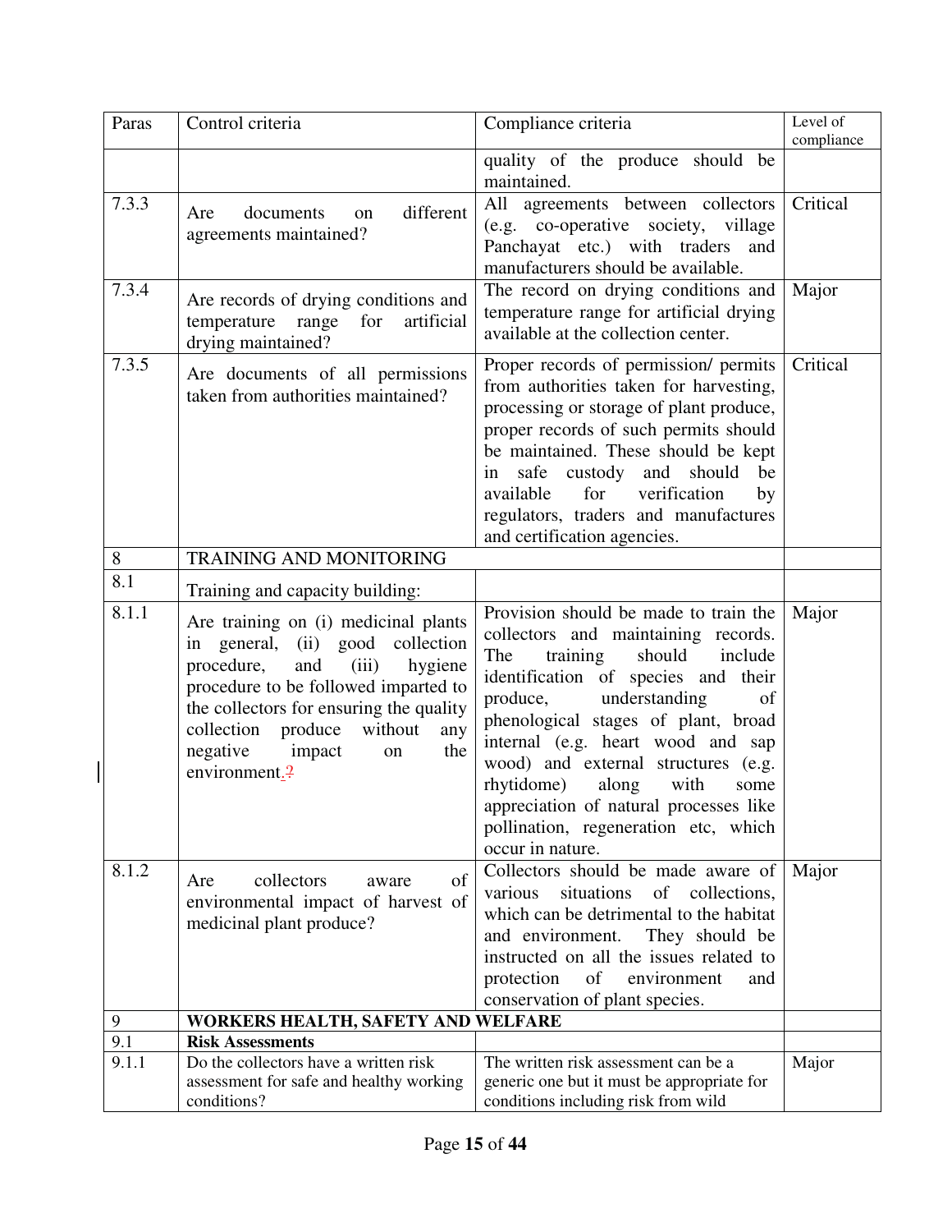| Paras | Control criteria | Compliance criteria | Level of compliance |
|---|---|---|---|
| | | quality of the produce should be maintained. | |
| 7.3.3 | Are documents on different agreements maintained? | All agreements between collectors (e.g. co-operative society, village Panchayat etc.) with traders and manufacturers should be available. | Critical |
| 7.3.4 | Are records of drying conditions and temperature range for artificial drying maintained? | The record on drying conditions and temperature range for artificial drying available at the collection center. | Major |
| 7.3.5 | Are documents of all permissions taken from authorities maintained? | Proper records of permission/ permits from authorities taken for harvesting, processing or storage of plant produce, proper records of such permits should be maintained. These should be kept in safe custody and should be available for verification by regulators, traders and manufactures and certification agencies. | Critical |
| 8 | TRAINING AND MONITORING | | |
| 8.1 | Training and capacity building: | | |
| 8.1.1 | Are training on (i) medicinal plants in general, (ii) good collection procedure, and (iii) hygiene procedure to be followed imparted to the collectors for ensuring the quality collection produce without any negative impact on the environment.? | Provision should be made to train the collectors and maintaining records. The training should include identification of species and their produce, understanding of phenological stages of plant, broad internal (e.g. heart wood and sap wood) and external structures (e.g. rhytidome) along with some appreciation of natural processes like pollination, regeneration etc, which occur in nature. | Major |
| 8.1.2 | Are collectors aware of environmental impact of harvest of medicinal plant produce? | Collectors should be made aware of various situations of collections, which can be detrimental to the habitat and environment. They should be instructed on all the issues related to protection of environment and conservation of plant species. | Major |
| 9 | **WORKERS HEALTH, SAFETY AND WELFARE** | | |
| 9.1 | **Risk Assessments** | | |
| 9.1.1 | Do the collectors have a written risk assessment for safe and healthy working conditions? | The written risk assessment can be a generic one but it must be appropriate for conditions including risk from wild | Major |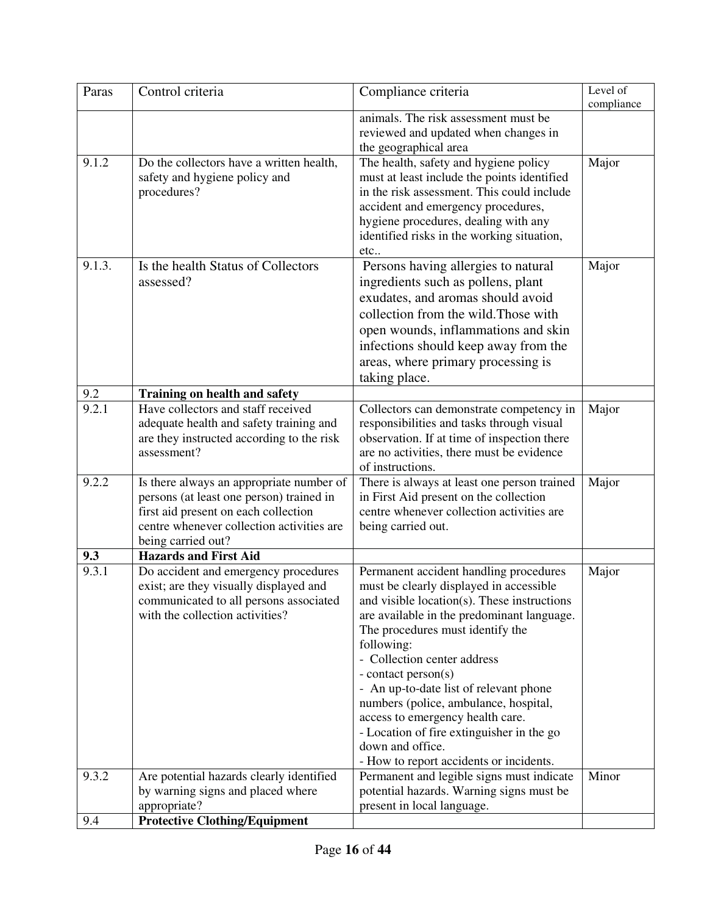| Paras | Control criteria | Compliance criteria | Level of compliance |
| --- | --- | --- | --- |
| | | animals. The risk assessment must be reviewed and updated when changes in the geographical area | |
| 9.1.2 | Do the collectors have a written health, safety and hygiene policy and procedures? | The health, safety and hygiene policy must at least include the points identified in the risk assessment. This could include accident and emergency procedures, hygiene procedures, dealing with any identified risks in the working situation, etc.. | Major |
| 9.1.3. | Is the health Status of Collectors assessed? | Persons having allergies to natural ingredients such as pollens, plant exudates, and aromas should avoid collection from the wild.Those with open wounds, inflammations and skin infections should keep away from the areas, where primary processing is taking place. | Major |
| 9.2 | **Training on health and safety** | | |
| 9.2.1 | Have collectors and staff received adequate health and safety training and are they instructed according to the risk assessment? | Collectors can demonstrate competency in responsibilities and tasks through visual observation. If at time of inspection there are no activities, there must be evidence of instructions. | Major |
| 9.2.2 | Is there always an appropriate number of persons (at least one person) trained in first aid present on each collection centre whenever collection activities are being carried out? | There is always at least one person trained in First Aid present on the collection centre whenever collection activities are being carried out. | Major |
| **9.3** | **Hazards and First Aid** | | |
| 9.3.1 | Do accident and emergency procedures exist; are they visually displayed and communicated to all persons associated with the collection activities? | Permanent accident handling procedures must be clearly displayed in accessible and visible location(s). These instructions are available in the predominant language. The procedures must identify the following:<br>- Collection center address<br>- contact person(s)<br>- An up-to-date list of relevant phone numbers (police, ambulance, hospital, access to emergency health care.<br>- Location of fire extinguisher in the go down and office.<br>- How to report accidents or incidents. | Major |
| 9.3.2 | Are potential hazards clearly identified by warning signs and placed where appropriate? | Permanent and legible signs must indicate potential hazards. Warning signs must be present in local language. | Minor |
| 9.4 | **Protective Clothing/Equipment** | | |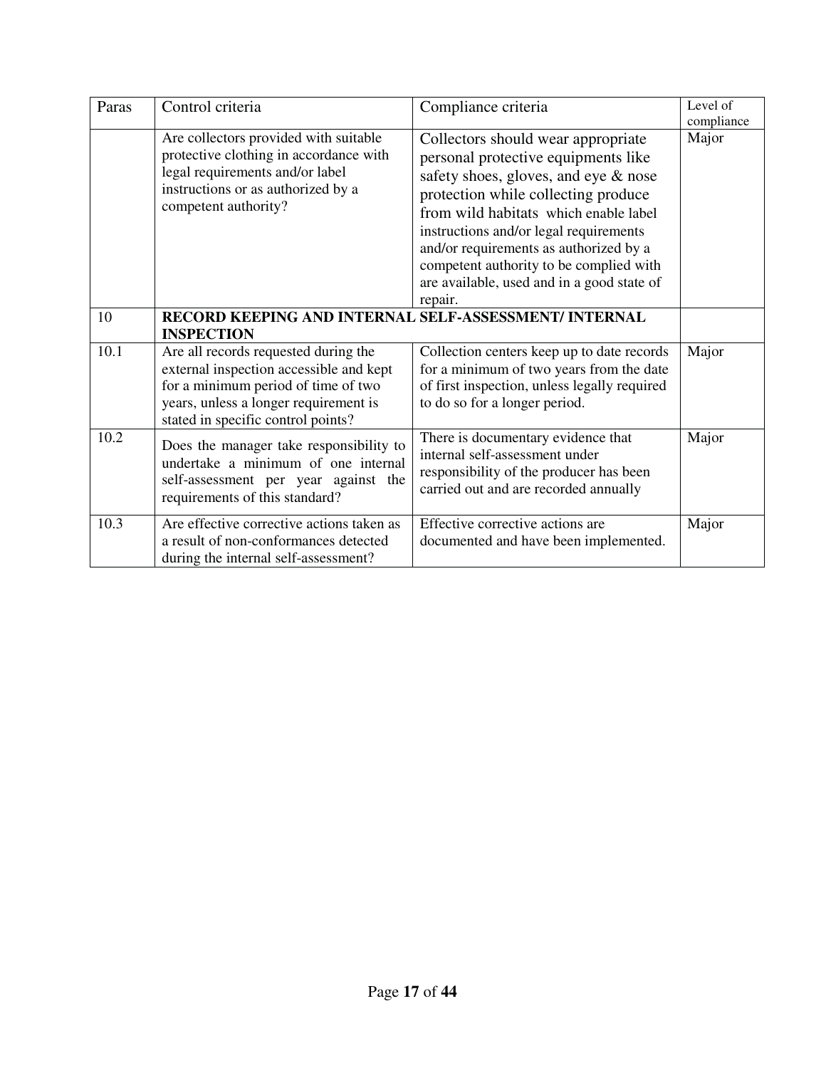| Paras | Control criteria | Compliance criteria | Level of compliance |
|---|---|---|---|
| | Are collectors provided with suitable protective clothing in accordance with legal requirements and/or label instructions or as authorized by a competent authority? | Collectors should wear appropriate personal protective equipments like safety shoes, gloves, and eye & nose protection while collecting produce from wild habitats which enable label instructions and/or legal requirements and/or requirements as authorized by a competent authority to be complied with are available, used and in a good state of repair. | Major |
| 10 | **RECORD KEEPING AND INTERNAL SELF-ASSESSMENT/ INTERNAL INSPECTION** | | |
| 10.1 | Are all records requested during the external inspection accessible and kept for a minimum period of time of two years, unless a longer requirement is stated in specific control points? | Collection centers keep up to date records for a minimum of two years from the date of first inspection, unless legally required to do so for a longer period. | Major |
| 10.2 | Does the manager take responsibility to undertake a minimum of one internal self-assessment per year against the requirements of this standard? | There is documentary evidence that internal self-assessment under responsibility of the producer has been carried out and are recorded annually | Major |
| 10.3 | Are effective corrective actions taken as a result of non-conformances detected during the internal self-assessment? | Effective corrective actions are documented and have been implemented. | Major |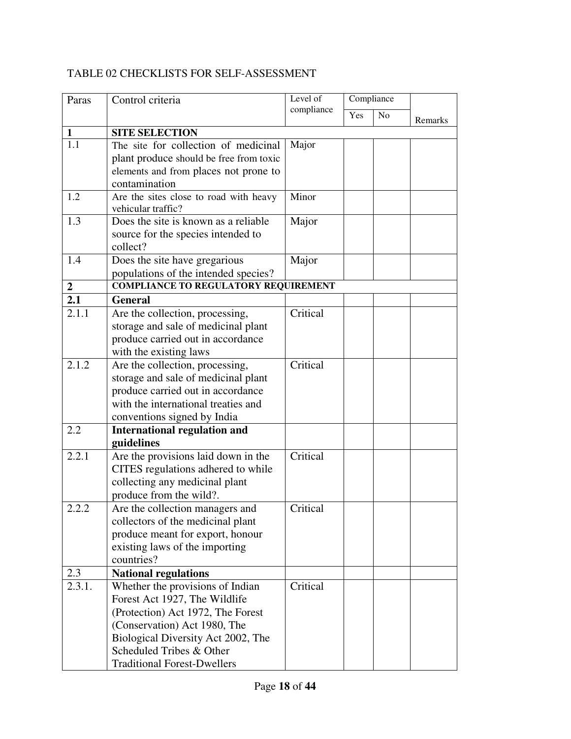TABLE 02 CHECKLISTS FOR SELF-ASSESSMENT

| Paras | Control criteria | Level of compliance | Compliance | | Remarks |
|---|---|---|---|---|---|
| | | | Yes | No | |
| **1** | **SITE SELECTION** | | | | |
| 1.1 | The site for collection of medicinal plant produce should be free from toxic elements and from places not prone to contamination | Major | | | |
| 1.2 | Are the sites close to road with heavy vehicular traffic? | Minor | | | |
| 1.3 | Does the site is known as a reliable source for the species intended to collect? | Major | | | |
| 1.4 | Does the site have gregarious populations of the intended species? | Major | | | |
| **2** | **COMPLIANCE TO REGULATORY REQUIREMENT** | | | | |
| **2.1** | **General** | | | | |
| 2.1.1 | Are the collection, processing, storage and sale of medicinal plant produce carried out in accordance with the existing laws | Critical | | | |
| 2.1.2 | Are the collection, processing, storage and sale of medicinal plant produce carried out in accordance with the international treaties and conventions signed by India | Critical | | | |
| 2.2 | **International regulation and guidelines** | | | | |
| 2.2.1 | Are the provisions laid down in the CITES regulations adhered to while collecting any medicinal plant produce from the wild?. | Critical | | | |
| 2.2.2 | Are the collection managers and collectors of the medicinal plant produce meant for export, honour existing laws of the importing countries? | Critical | | | |
| 2.3 | **National regulations** | | | | |
| 2.3.1. | Whether the provisions of Indian Forest Act 1927, The Wildlife (Protection) Act 1972, The Forest (Conservation) Act 1980, The Biological Diversity Act 2002, The Scheduled Tribes & Other Traditional Forest-Dwellers | Critical | | | |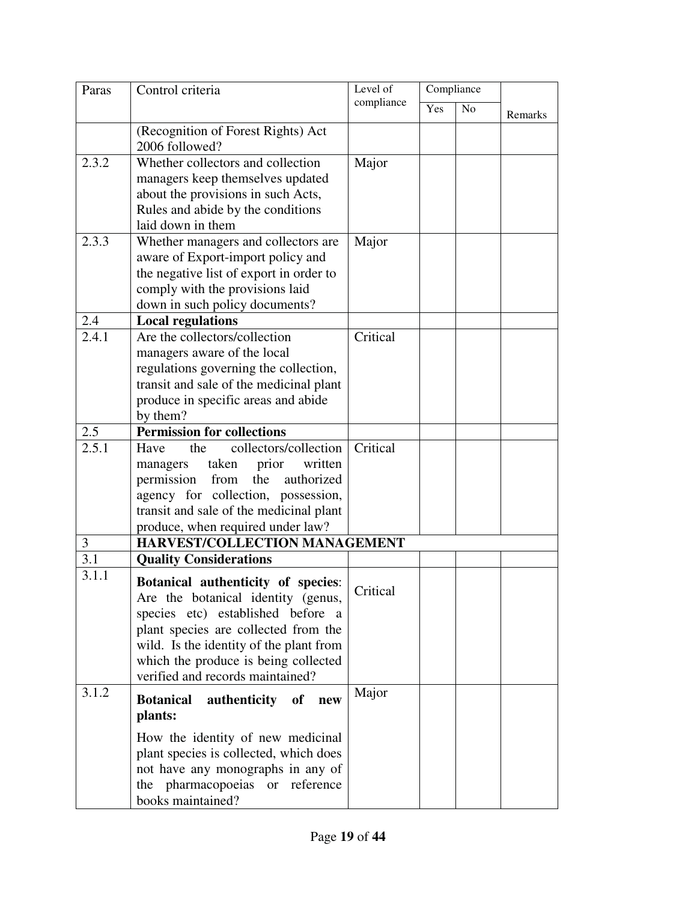| Paras | Control criteria | Level of compliance | Compliance | | Remarks |
|---|---|---|---|---|---|
| | | | Yes | No | |
| | (Recognition of Forest Rights) Act 2006 followed? | | | | |
| 2.3.2 | Whether collectors and collection managers keep themselves updated about the provisions in such Acts, Rules and abide by the conditions laid down in them | Major | | | |
| 2.3.3 | Whether managers and collectors are aware of Export-import policy and the negative list of export in order to comply with the provisions laid down in such policy documents? | Major | | | |
| 2.4 | **Local regulations** | | | | |
| 2.4.1 | Are the collectors/collection managers aware of the local regulations governing the collection, transit and sale of the medicinal plant produce in specific areas and abide by them? | Critical | | | |
| 2.5 | **Permission for collections** | | | | |
| 2.5.1 | Have the collectors/collection managers taken prior written permission from the authorized agency for collection, possession, transit and sale of the medicinal plant produce, when required under law? | Critical | | | |
| 3 | **HARVEST/COLLECTION MANAGEMENT** | | | | |
| 3.1 | **Quality Considerations** | | | | |
| 3.1.1 | **Botanical authenticity of species**: Are the botanical identity (genus, species etc) established before a plant species are collected from the wild. Is the identity of the plant from which the produce is being collected verified and records maintained? | Critical | | | |
| 3.1.2 | **Botanical authenticity of new plants:** How the identity of new medicinal plant species is collected, which does not have any monographs in any of the pharmacopoeias or reference books maintained? | Major | | | |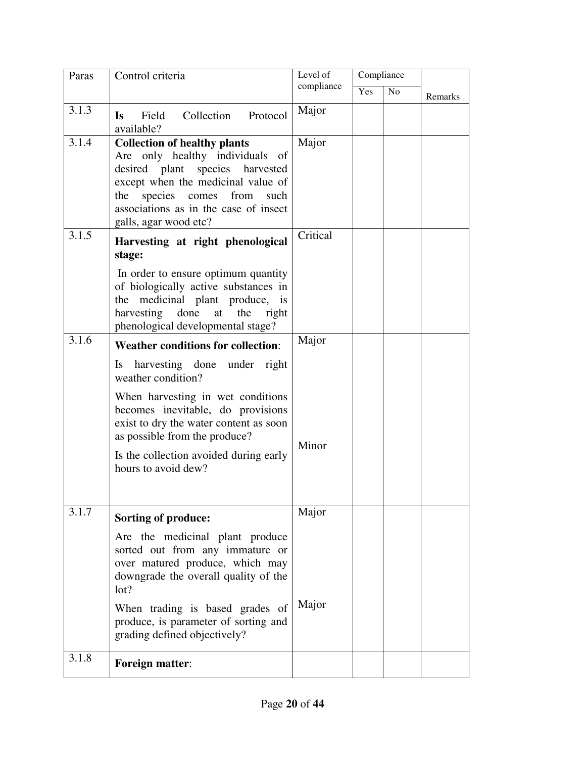| Paras | Control criteria | Level of compliance | Compliance | | Remarks |
|---|---|---|---|---|---|
| | | | Yes | No | |
| 3.1.3 | **Is** Field Collection Protocol available? | Major | | | |
| 3.1.4 | **Collection of healthy plants** Are only healthy individuals of desired plant species harvested except when the medicinal value of the species comes from such associations as in the case of insect galls, agar wood etc? | Major | | | |
| 3.1.5 | **Harvesting at right phenological stage:** In order to ensure optimum quantity of biologically active substances in the medicinal plant produce, is harvesting done at the right phenological developmental stage? | Critical | | | |
| 3.1.6 | **Weather conditions for collection**: Is harvesting done under right weather condition? When harvesting in wet conditions becomes inevitable, do provisions exist to dry the water content as soon as possible from the produce? Is the collection avoided during early hours to avoid dew? | Major<br><br>Minor | | | |
| 3.1.7 | **Sorting of produce:** Are the medicinal plant produce sorted out from any immature or over matured produce, which may downgrade the overall quality of the lot? When trading is based grades of produce, is parameter of sorting and grading defined objectively? | Major<br><br>Major | | | |
| 3.1.8 | **Foreign matter**: | | | | |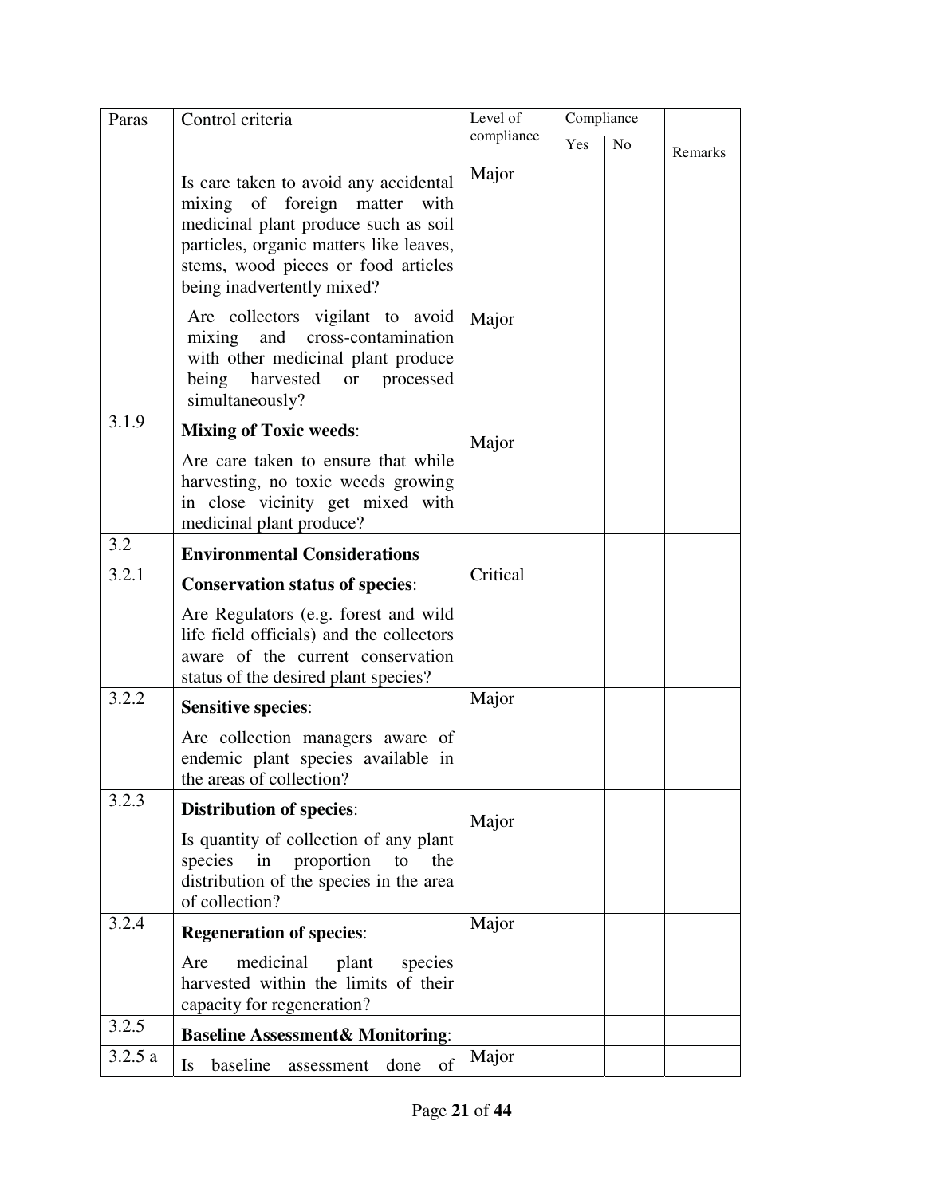| Paras | Control criteria | Level of compliance | Compliance | | Remarks |
|---|---|---|---|---|---|
| | | | Yes | No | |
| | Is care taken to avoid any accidental mixing of foreign matter with medicinal plant produce such as soil particles, organic matters like leaves, stems, wood pieces or food articles being inadvertently mixed? | Major | | | |
| | Are collectors vigilant to avoid mixing and cross-contamination with other medicinal plant produce being harvested or processed simultaneously? | Major | | | |
| 3.1.9 | **Mixing of Toxic weeds**: Are care taken to ensure that while harvesting, no toxic weeds growing in close vicinity get mixed with medicinal plant produce? | Major | | | |
| 3.2 | **Environmental Considerations** | | | | |
| 3.2.1 | **Conservation status of species**: Are Regulators (e.g. forest and wild life field officials) and the collectors aware of the current conservation status of the desired plant species? | Critical | | | |
| 3.2.2 | **Sensitive species**: Are collection managers aware of endemic plant species available in the areas of collection? | Major | | | |
| 3.2.3 | **Distribution of species**: Is quantity of collection of any plant species in proportion to the distribution of the species in the area of collection? | Major | | | |
| 3.2.4 | **Regeneration of species**: Are medicinal plant species harvested within the limits of their capacity for regeneration? | Major | | | |
| 3.2.5 | **Baseline Assessment& Monitoring**: | | | | |
| 3.2.5 a | Is baseline assessment done of | Major | | | |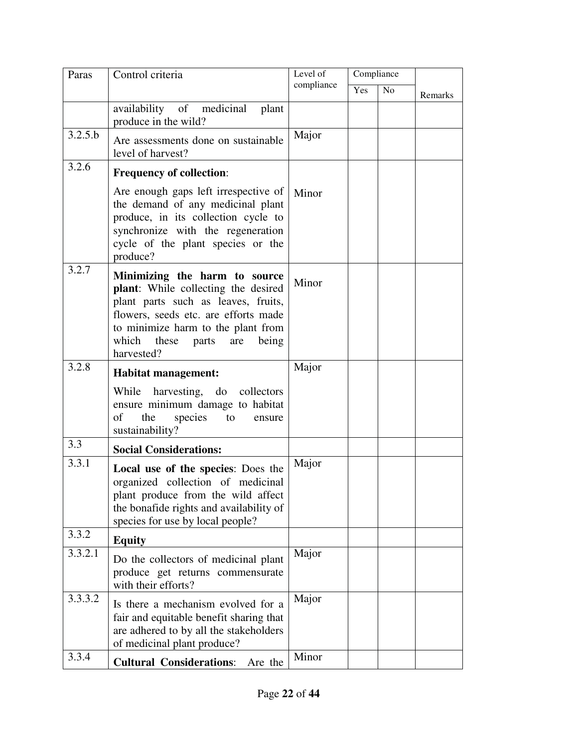| Paras | Control criteria | Level of compliance | Compliance | | Remarks |
|---|---|---|---|---|---|
| | | | Yes | No | |
| | availability of medicinal plant produce in the wild? | | | | |
| 3.2.5.b | Are assessments done on sustainable level of harvest? | Major | | | |
| 3.2.6 | **Frequency of collection**: Are enough gaps left irrespective of the demand of any medicinal plant produce, in its collection cycle to synchronize with the regeneration cycle of the plant species or the produce? | Minor | | | |
| 3.2.7 | **Minimizing the harm to source plant**: While collecting the desired plant parts such as leaves, fruits, flowers, seeds etc. are efforts made to minimize harm to the plant from which these parts are being harvested? | Minor | | | |
| 3.2.8 | **Habitat management:** While harvesting, do collectors ensure minimum damage to habitat of the species to ensure sustainability? | Major | | | |
| 3.3 | **Social Considerations:** | | | | |
| 3.3.1 | **Local use of the species**: Does the organized collection of medicinal plant produce from the wild affect the bonafide rights and availability of species for use by local people? | Major | | | |
| 3.3.2 | **Equity** | | | | |
| 3.3.2.1 | Do the collectors of medicinal plant produce get returns commensurate with their efforts? | Major | | | |
| 3.3.3.2 | Is there a mechanism evolved for a fair and equitable benefit sharing that are adhered to by all the stakeholders of medicinal plant produce? | Major | | | |
| 3.3.4 | **Cultural Considerations**: Are the | Minor | | | |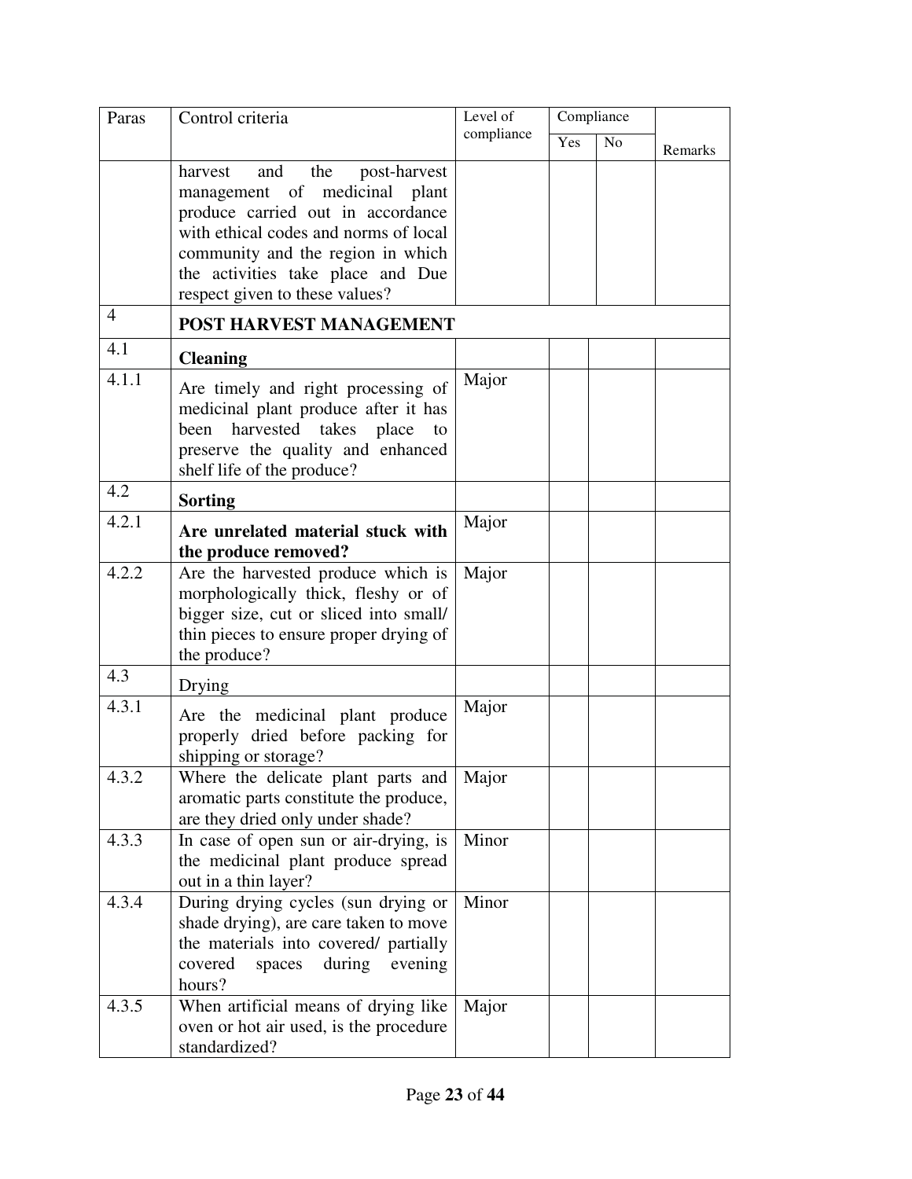| Paras | Control criteria | Level of compliance | Compliance | | Remarks |
|---|---|---|---|---|---|
| | | | Yes | No | |
| | harvest and the post-harvest management of medicinal plant produce carried out in accordance with ethical codes and norms of local community and the region in which the activities take place and Due respect given to these values? | | | | |
| 4 | **POST HARVEST MANAGEMENT** | | | | |
| 4.1 | **Cleaning** | | | | |
| 4.1.1 | Are timely and right processing of medicinal plant produce after it has been harvested takes place to preserve the quality and enhanced shelf life of the produce? | Major | | | |
| 4.2 | **Sorting** | | | | |
| 4.2.1 | **Are unrelated material stuck with the produce removed?** | Major | | | |
| 4.2.2 | Are the harvested produce which is morphologically thick, fleshy or of bigger size, cut or sliced into small/ thin pieces to ensure proper drying of the produce? | Major | | | |
| 4.3 | Drying | | | | |
| 4.3.1 | Are the medicinal plant produce properly dried before packing for shipping or storage? | Major | | | |
| 4.3.2 | Where the delicate plant parts and aromatic parts constitute the produce, are they dried only under shade? | Major | | | |
| 4.3.3 | In case of open sun or air-drying, is the medicinal plant produce spread out in a thin layer? | Minor | | | |
| 4.3.4 | During drying cycles (sun drying or shade drying), are care taken to move the materials into covered/ partially covered spaces during evening hours? | Minor | | | |
| 4.3.5 | When artificial means of drying like oven or hot air used, is the procedure standardized? | Major | | | |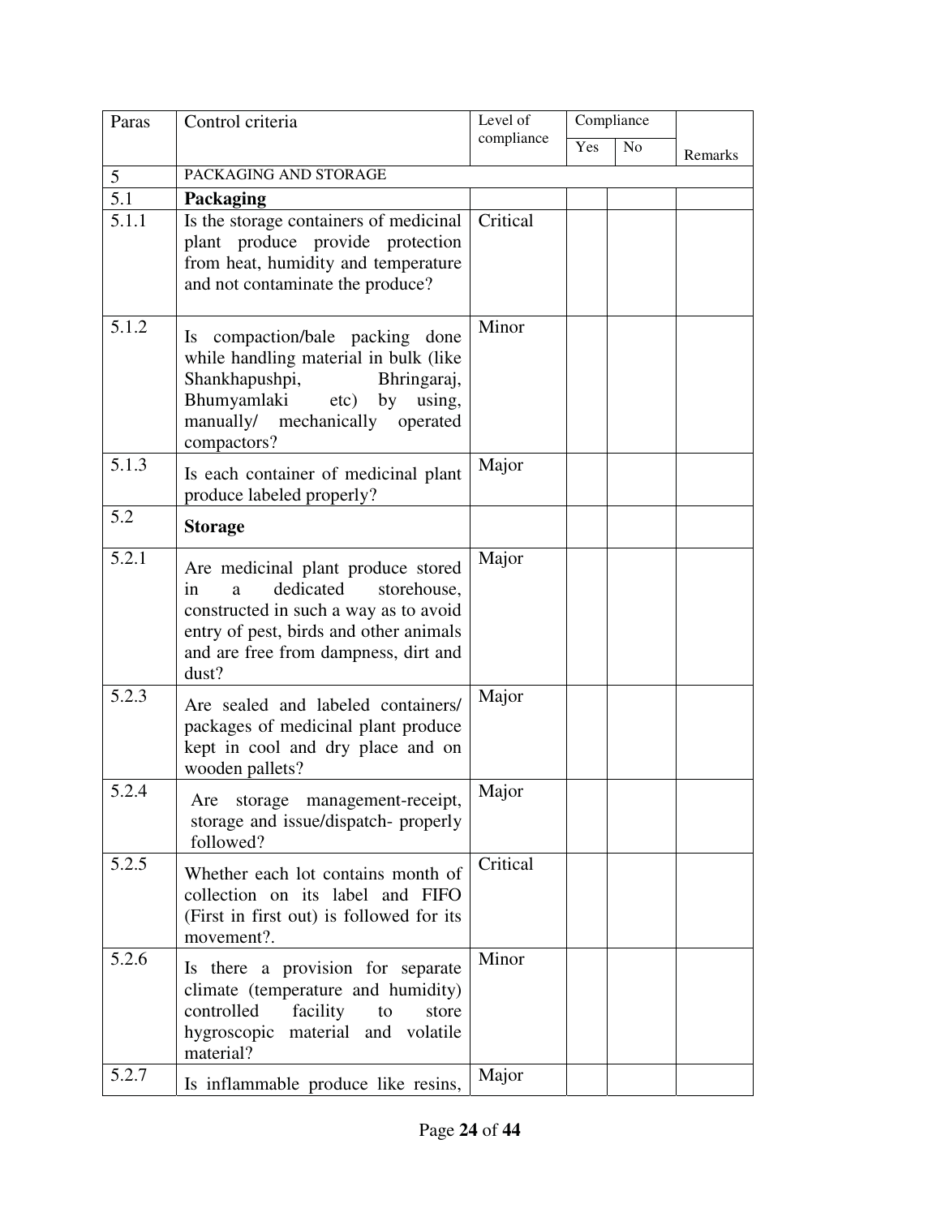| Paras | Control criteria | Level of compliance | Compliance | | Remarks |
|---|---|---|---|---|---|
| | | | Yes | No | |
| 5 | PACKAGING AND STORAGE | | | | |
| 5.1 | **Packaging** | | | | |
| 5.1.1 | Is the storage containers of medicinal plant produce provide protection from heat, humidity and temperature and not contaminate the produce? | Critical | | | |
| 5.1.2 | Is compaction/bale packing done while handling material in bulk (like Shankhapushpi, Bhringaraj, Bhumyamlaki etc) by using, manually/ mechanically operated compactors? | Minor | | | |
| 5.1.3 | Is each container of medicinal plant produce labeled properly? | Major | | | |
| 5.2 | **Storage** | | | | |
| 5.2.1 | Are medicinal plant produce stored in a dedicated storehouse, constructed in such a way as to avoid entry of pest, birds and other animals and are free from dampness, dirt and dust? | Major | | | |
| 5.2.3 | Are sealed and labeled containers/ packages of medicinal plant produce kept in cool and dry place and on wooden pallets? | Major | | | |
| 5.2.4 | Are storage management-receipt, storage and issue/dispatch- properly followed? | Major | | | |
| 5.2.5 | Whether each lot contains month of collection on its label and FIFO (First in first out) is followed for its movement?. | Critical | | | |
| 5.2.6 | Is there a provision for separate climate (temperature and humidity) controlled facility to store hygroscopic material and volatile material? | Minor | | | |
| 5.2.7 | Is inflammable produce like resins, | Major | | | |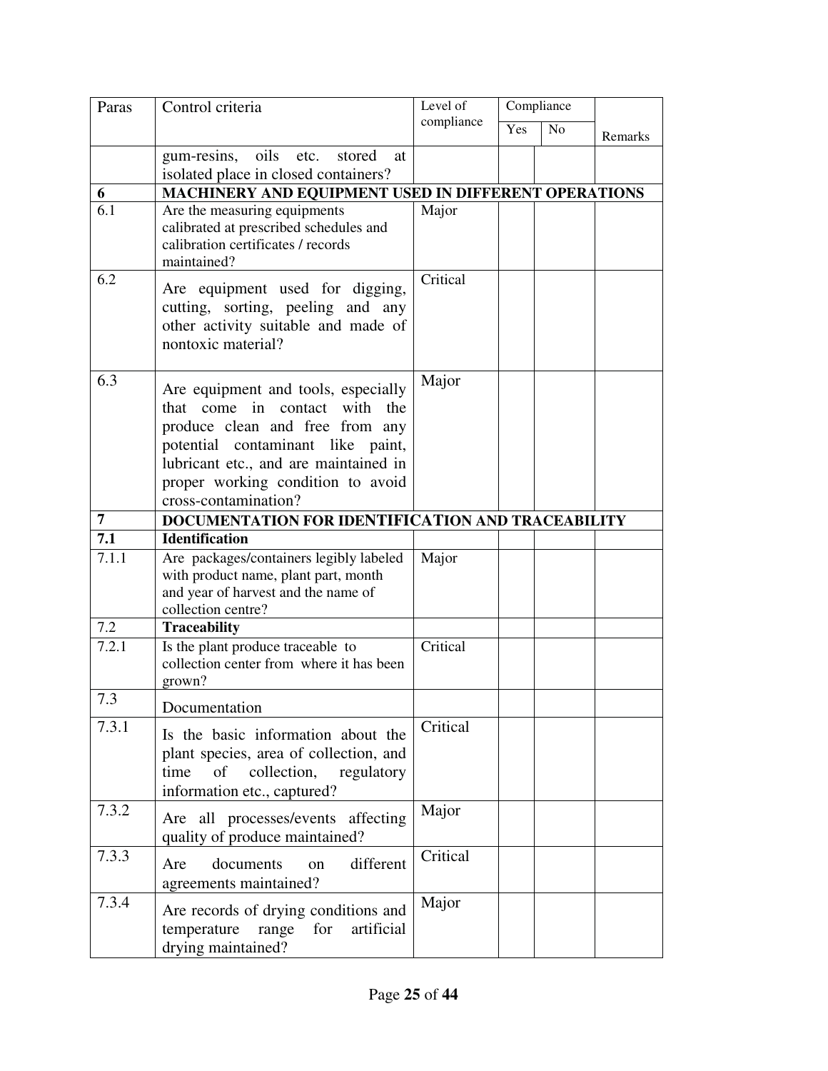| Paras | Control criteria | Level of compliance | Compliance | | Remarks |
|---|---|---|---|---|---|
| | | | Yes | No | |
| | gum-resins, oils etc. stored at isolated place in closed containers? | | | | |
| **6** | **MACHINERY AND EQUIPMENT USED IN DIFFERENT OPERATIONS** | | | | |
| 6.1 | Are the measuring equipments calibrated at prescribed schedules and calibration certificates / records maintained? | Major | | | |
| 6.2 | Are equipment used for digging, cutting, sorting, peeling and any other activity suitable and made of nontoxic material? | Critical | | | |
| 6.3 | Are equipment and tools, especially that come in contact with the produce clean and free from any potential contaminant like paint, lubricant etc., and are maintained in proper working condition to avoid cross-contamination? | Major | | | |
| **7** | **DOCUMENTATION FOR IDENTIFICATION AND TRACEABILITY** | | | | |
| **7.1** | **Identification** | | | | |
| 7.1.1 | Are packages/containers legibly labeled with product name, plant part, month and year of harvest and the name of collection centre? | Major | | | |
| 7.2 | **Traceability** | | | | |
| 7.2.1 | Is the plant produce traceable to collection center from where it has been grown? | Critical | | | |
| 7.3 | Documentation | | | | |
| 7.3.1 | Is the basic information about the plant species, area of collection, and time of collection, regulatory information etc., captured? | Critical | | | |
| 7.3.2 | Are all processes/events affecting quality of produce maintained? | Major | | | |
| 7.3.3 | Are documents on different agreements maintained? | Critical | | | |
| 7.3.4 | Are records of drying conditions and temperature range for artificial drying maintained? | Major | | | |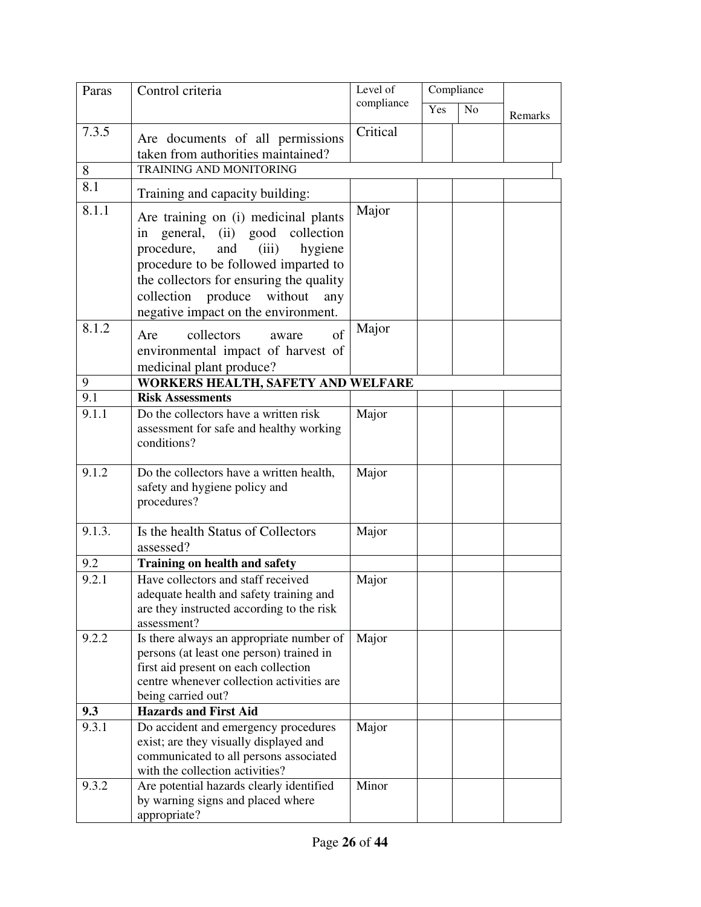| Paras | Control criteria | Level of compliance | Compliance | | Remarks |
|---|---|---|---|---|---|
| | | | Yes | No | |
| 7.3.5 | Are documents of all permissions taken from authorities maintained? | Critical | | | |
| 8 | TRAINING AND MONITORING | | | | |
| 8.1 | Training and capacity building: | | | | |
| 8.1.1 | Are training on (i) medicinal plants in general, (ii) good collection procedure, and (iii) hygiene procedure to be followed imparted to the collectors for ensuring the quality collection produce without any negative impact on the environment. | Major | | | |
| 8.1.2 | Are collectors aware of environmental impact of harvest of medicinal plant produce? | Major | | | |
| 9 | **WORKERS HEALTH, SAFETY AND WELFARE** | | | | |
| 9.1 | **Risk Assessments** | | | | |
| 9.1.1 | Do the collectors have a written risk assessment for safe and healthy working conditions? | Major | | | |
| 9.1.2 | Do the collectors have a written health, safety and hygiene policy and procedures? | Major | | | |
| 9.1.3. | Is the health Status of Collectors assessed? | Major | | | |
| 9.2 | **Training on health and safety** | | | | |
| 9.2.1 | Have collectors and staff received adequate health and safety training and are they instructed according to the risk assessment? | Major | | | |
| 9.2.2 | Is there always an appropriate number of persons (at least one person) trained in first aid present on each collection centre whenever collection activities are being carried out? | Major | | | |
| **9.3** | **Hazards and First Aid** | | | | |
| 9.3.1 | Do accident and emergency procedures exist; are they visually displayed and communicated to all persons associated with the collection activities? | Major | | | |
| 9.3.2 | Are potential hazards clearly identified by warning signs and placed where appropriate? | Minor | | | |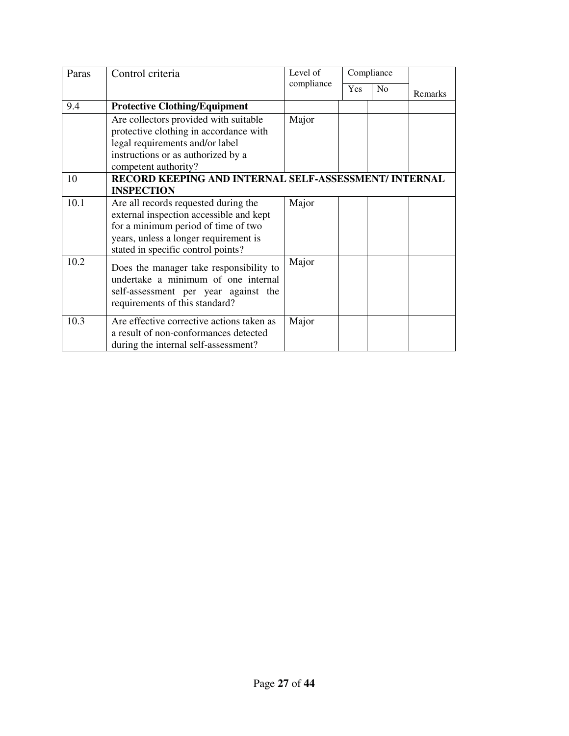| Paras | Control criteria | Level of compliance | Compliance | | Remarks |
|---|---|---|---|---|---|
| | | | Yes | No | |
| 9.4 | **Protective Clothing/Equipment** | | | | |
| | Are collectors provided with suitable protective clothing in accordance with legal requirements and/or label instructions or as authorized by a competent authority? | Major | | | |
| 10 | **RECORD KEEPING AND INTERNAL SELF-ASSESSMENT/ INTERNAL INSPECTION** | | | | |
| 10.1 | Are all records requested during the external inspection accessible and kept for a minimum period of time of two years, unless a longer requirement is stated in specific control points? | Major | | | |
| 10.2 | Does the manager take responsibility to undertake a minimum of one internal self-assessment per year against the requirements of this standard? | Major | | | |
| 10.3 | Are effective corrective actions taken as a result of non-conformances detected during the internal self-assessment? | Major | | | |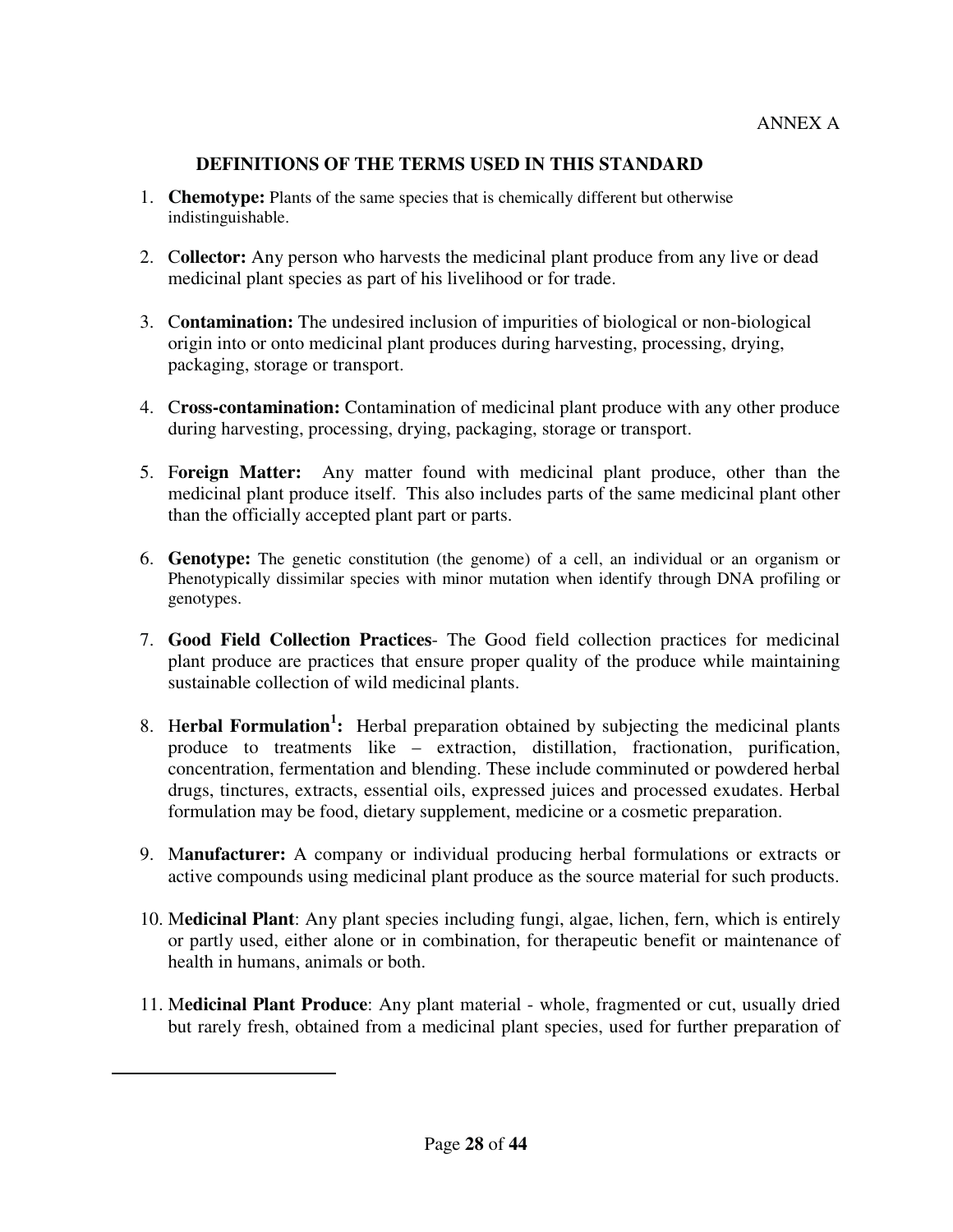ANNEX A

## DEFINITIONS OF THE TERMS USED IN THIS STANDARD

1. **Chemotype:** Plants of the same species that is chemically different but otherwise indistinguishable.

2. **Collector:** Any person who harvests the medicinal plant produce from any live or dead medicinal plant species as part of his livelihood or for trade.

3. **Contamination:** The undesired inclusion of impurities of biological or non-biological origin into or onto medicinal plant produces during harvesting, processing, drying, packaging, storage or transport.

4. **Cross-contamination:** Contamination of medicinal plant produce with any other produce during harvesting, processing, drying, packaging, storage or transport.

5. **Foreign Matter:** Any matter found with medicinal plant produce, other than the medicinal plant produce itself. This also includes parts of the same medicinal plant other than the officially accepted plant part or parts.

6. **Genotype:** The genetic constitution (the genome) of a cell, an individual or an organism or Phenotypically dissimilar species with minor mutation when identify through DNA profiling or genotypes.

7. **Good Field Collection Practices**- The Good field collection practices for medicinal plant produce are practices that ensure proper quality of the produce while maintaining sustainable collection of wild medicinal plants.

8. **Herbal Formulation[1]:** Herbal preparation obtained by subjecting the medicinal plants produce to treatments like – extraction, distillation, fractionation, purification, concentration, fermentation and blending. These include comminuted or powdered herbal drugs, tinctures, extracts, essential oils, expressed juices and processed exudates. Herbal formulation may be food, dietary supplement, medicine or a cosmetic preparation.

9. **Manufacturer:** A company or individual producing herbal formulations or extracts or active compounds using medicinal plant produce as the source material for such products.

10. **Medicinal Plant**: Any plant species including fungi, algae, lichen, fern, which is entirely or partly used, either alone or in combination, for therapeutic benefit or maintenance of health in humans, animals or both.

11. **Medicinal Plant Produce**: Any plant material - whole, fragmented or cut, usually dried but rarely fresh, obtained from a medicinal plant species, used for further preparation of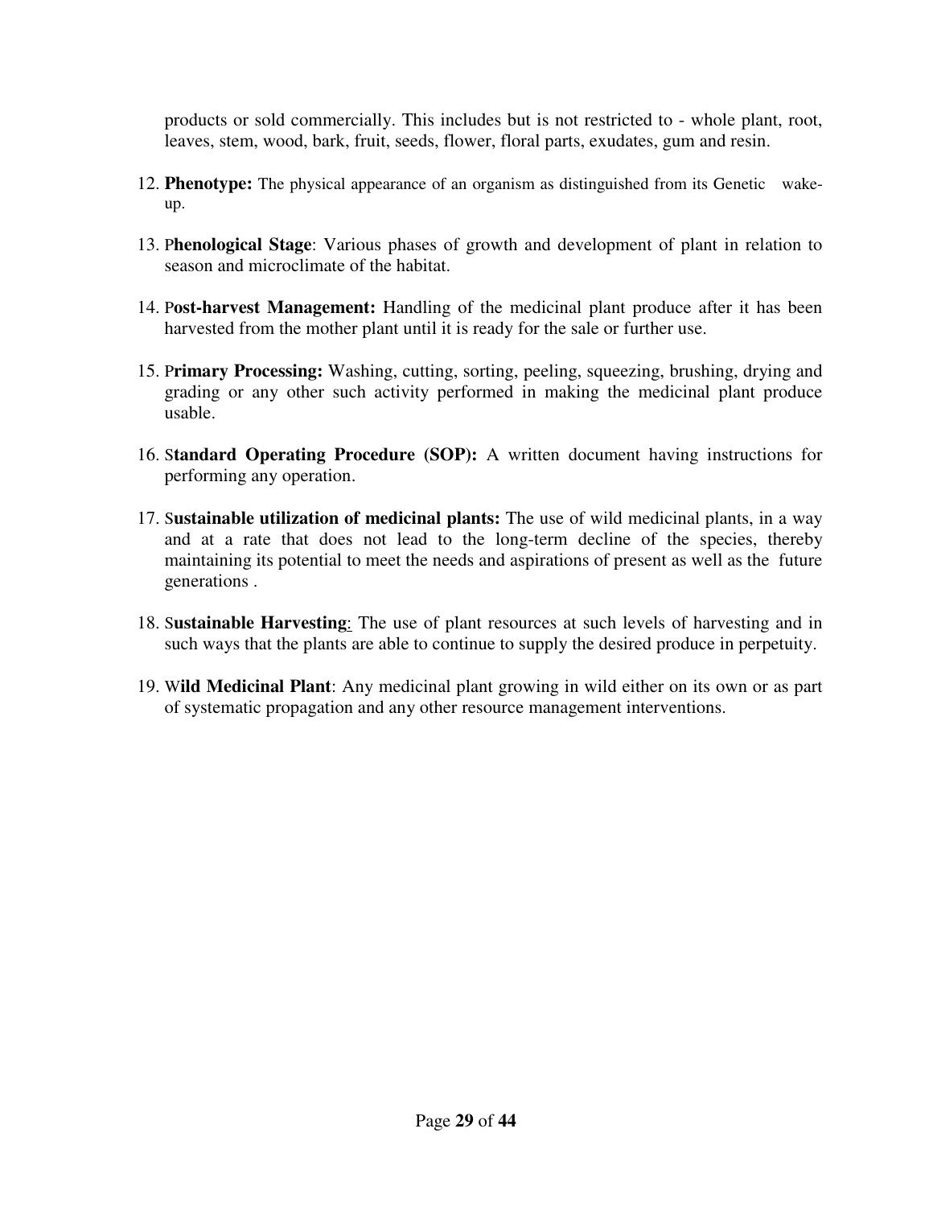products or sold commercially. This includes but is not restricted to - whole plant, root, leaves, stem, wood, bark, fruit, seeds, flower, floral parts, exudates, gum and resin.

12. **Phenotype:** The physical appearance of an organism as distinguished from its Genetic wake-up.

13. P**henological Stage**: Various phases of growth and development of plant in relation to season and microclimate of the habitat.

14. P**ost-harvest Management:** Handling of the medicinal plant produce after it has been harvested from the mother plant until it is ready for the sale or further use.

15. P**rimary Processing:** Washing, cutting, sorting, peeling, squeezing, brushing, drying and grading or any other such activity performed in making the medicinal plant produce usable.

16. S**tandard Operating Procedure (SOP):** A written document having instructions for performing any operation.

17. S**ustainable utilization of medicinal plants:** The use of wild medicinal plants, in a way and at a rate that does not lead to the long-term decline of the species, thereby maintaining its potential to meet the needs and aspirations of present as well as the future generations .

18. S**ustainable Harvesting**: The use of plant resources at such levels of harvesting and in such ways that the plants are able to continue to supply the desired produce in perpetuity.

19. W**ild Medicinal Plant**: Any medicinal plant growing in wild either on its own or as part of systematic propagation and any other resource management interventions.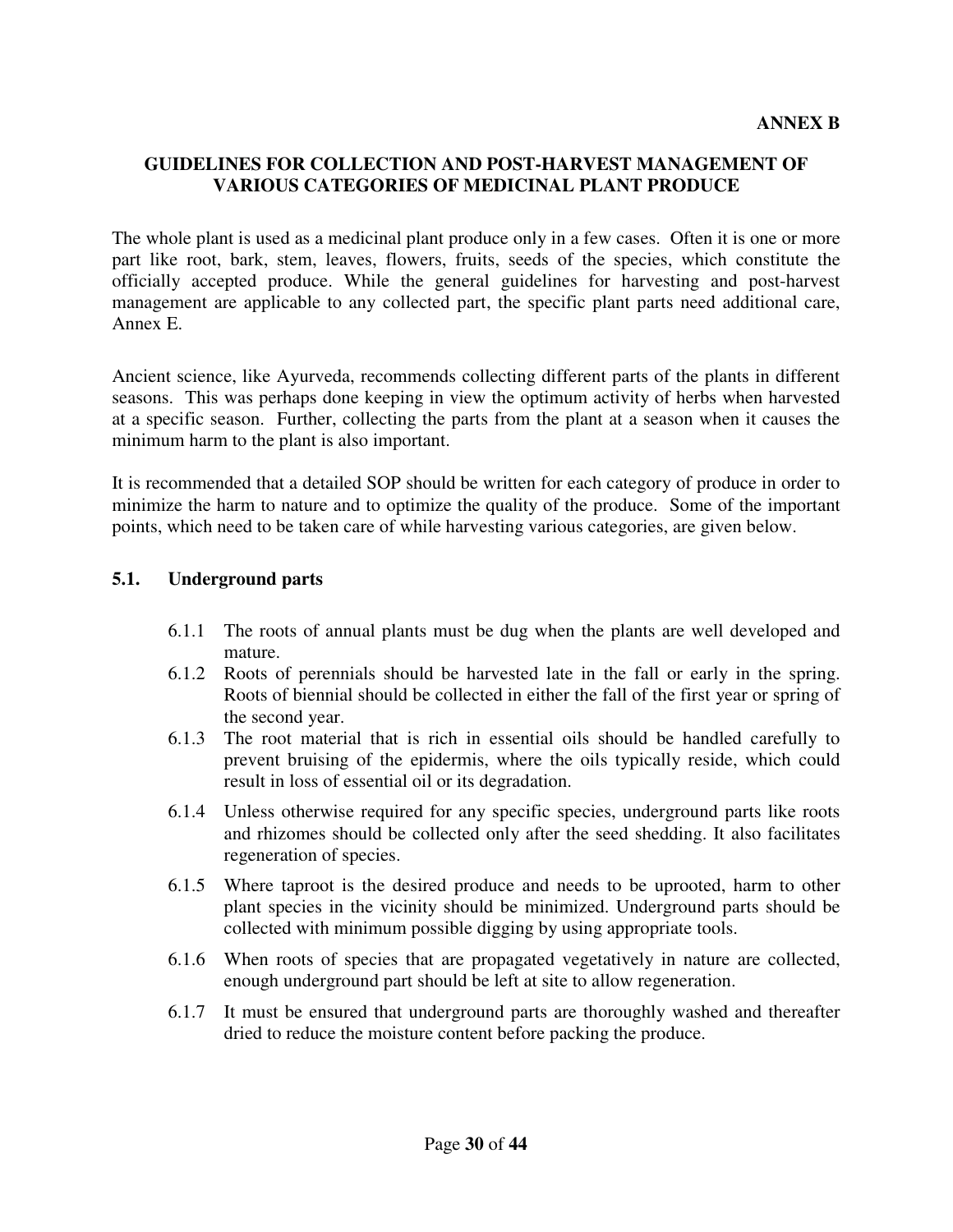**ANNEX B**

## GUIDELINES FOR COLLECTION AND POST-HARVEST MANAGEMENT OF VARIOUS CATEGORIES OF MEDICINAL PLANT PRODUCE

The whole plant is used as a medicinal plant produce only in a few cases. Often it is one or more part like root, bark, stem, leaves, flowers, fruits, seeds of the species, which constitute the officially accepted produce. While the general guidelines for harvesting and post-harvest management are applicable to any collected part, the specific plant parts need additional care, Annex E.

Ancient science, like Ayurveda, recommends collecting different parts of the plants in different seasons. This was perhaps done keeping in view the optimum activity of herbs when harvested at a specific season. Further, collecting the parts from the plant at a season when it causes the minimum harm to the plant is also important.

It is recommended that a detailed SOP should be written for each category of produce in order to minimize the harm to nature and to optimize the quality of the produce. Some of the important points, which need to be taken care of while harvesting various categories, are given below.

### 5.1. Underground parts

6.1.1 The roots of annual plants must be dug when the plants are well developed and mature.

6.1.2 Roots of perennials should be harvested late in the fall or early in the spring. Roots of biennial should be collected in either the fall of the first year or spring of the second year.

6.1.3 The root material that is rich in essential oils should be handled carefully to prevent bruising of the epidermis, where the oils typically reside, which could result in loss of essential oil or its degradation.

6.1.4 Unless otherwise required for any specific species, underground parts like roots and rhizomes should be collected only after the seed shedding. It also facilitates regeneration of species.

6.1.5 Where taproot is the desired produce and needs to be uprooted, harm to other plant species in the vicinity should be minimized. Underground parts should be collected with minimum possible digging by using appropriate tools.

6.1.6 When roots of species that are propagated vegetatively in nature are collected, enough underground part should be left at site to allow regeneration.

6.1.7 It must be ensured that underground parts are thoroughly washed and thereafter dried to reduce the moisture content before packing the produce.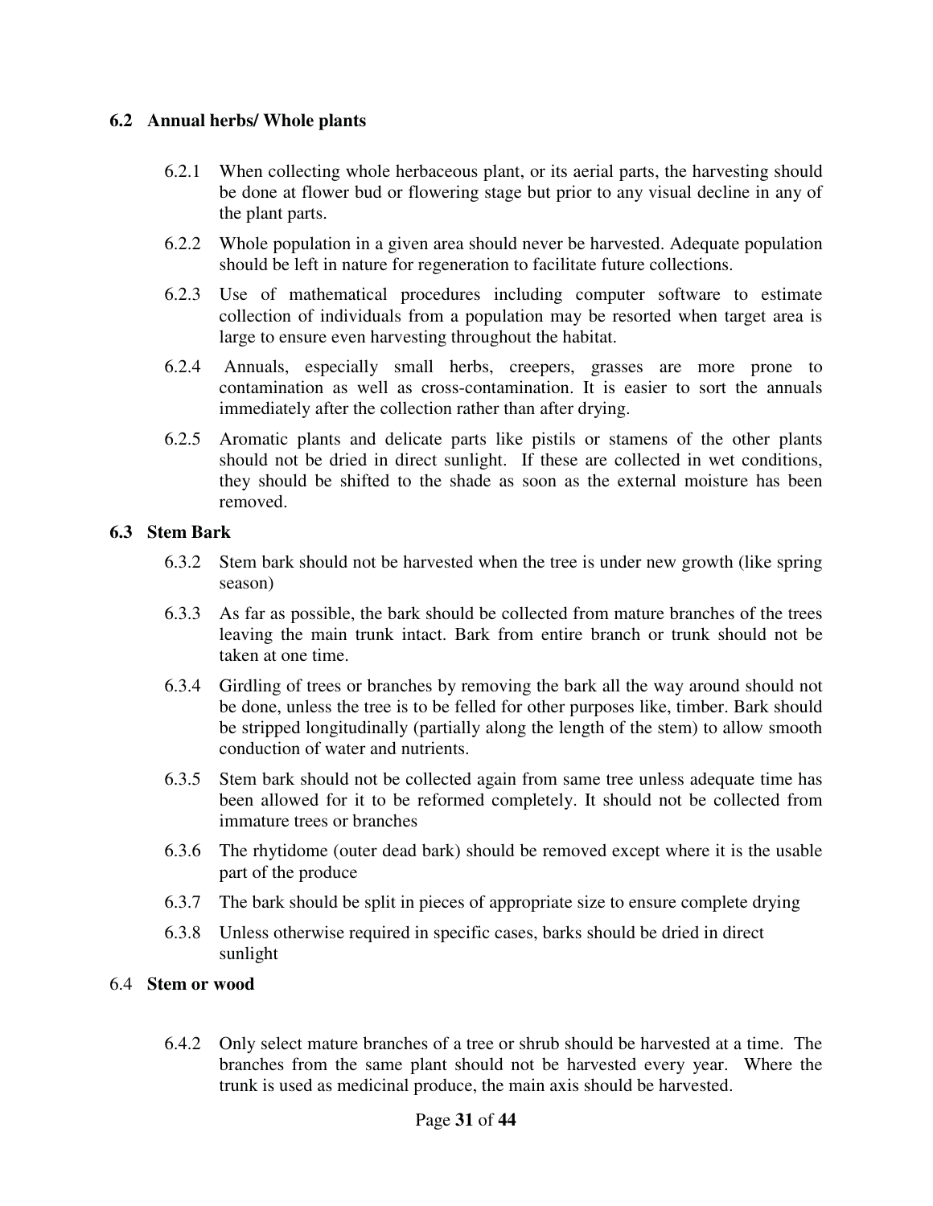## 6.2 Annual herbs/ Whole plants

6.2.1 When collecting whole herbaceous plant, or its aerial parts, the harvesting should be done at flower bud or flowering stage but prior to any visual decline in any of the plant parts.

6.2.2 Whole population in a given area should never be harvested. Adequate population should be left in nature for regeneration to facilitate future collections.

6.2.3 Use of mathematical procedures including computer software to estimate collection of individuals from a population may be resorted when target area is large to ensure even harvesting throughout the habitat.

6.2.4 Annuals, especially small herbs, creepers, grasses are more prone to contamination as well as cross-contamination. It is easier to sort the annuals immediately after the collection rather than after drying.

6.2.5 Aromatic plants and delicate parts like pistils or stamens of the other plants should not be dried in direct sunlight. If these are collected in wet conditions, they should be shifted to the shade as soon as the external moisture has been removed.

## 6.3 Stem Bark

6.3.2 Stem bark should not be harvested when the tree is under new growth (like spring season)

6.3.3 As far as possible, the bark should be collected from mature branches of the trees leaving the main trunk intact. Bark from entire branch or trunk should not be taken at one time.

6.3.4 Girdling of trees or branches by removing the bark all the way around should not be done, unless the tree is to be felled for other purposes like, timber. Bark should be stripped longitudinally (partially along the length of the stem) to allow smooth conduction of water and nutrients.

6.3.5 Stem bark should not be collected again from same tree unless adequate time has been allowed for it to be reformed completely. It should not be collected from immature trees or branches

6.3.6 The rhytidome (outer dead bark) should be removed except where it is the usable part of the produce

6.3.7 The bark should be split in pieces of appropriate size to ensure complete drying

6.3.8 Unless otherwise required in specific cases, barks should be dried in direct sunlight

## 6.4 Stem or wood

6.4.2 Only select mature branches of a tree or shrub should be harvested at a time. The branches from the same plant should not be harvested every year. Where the trunk is used as medicinal produce, the main axis should be harvested.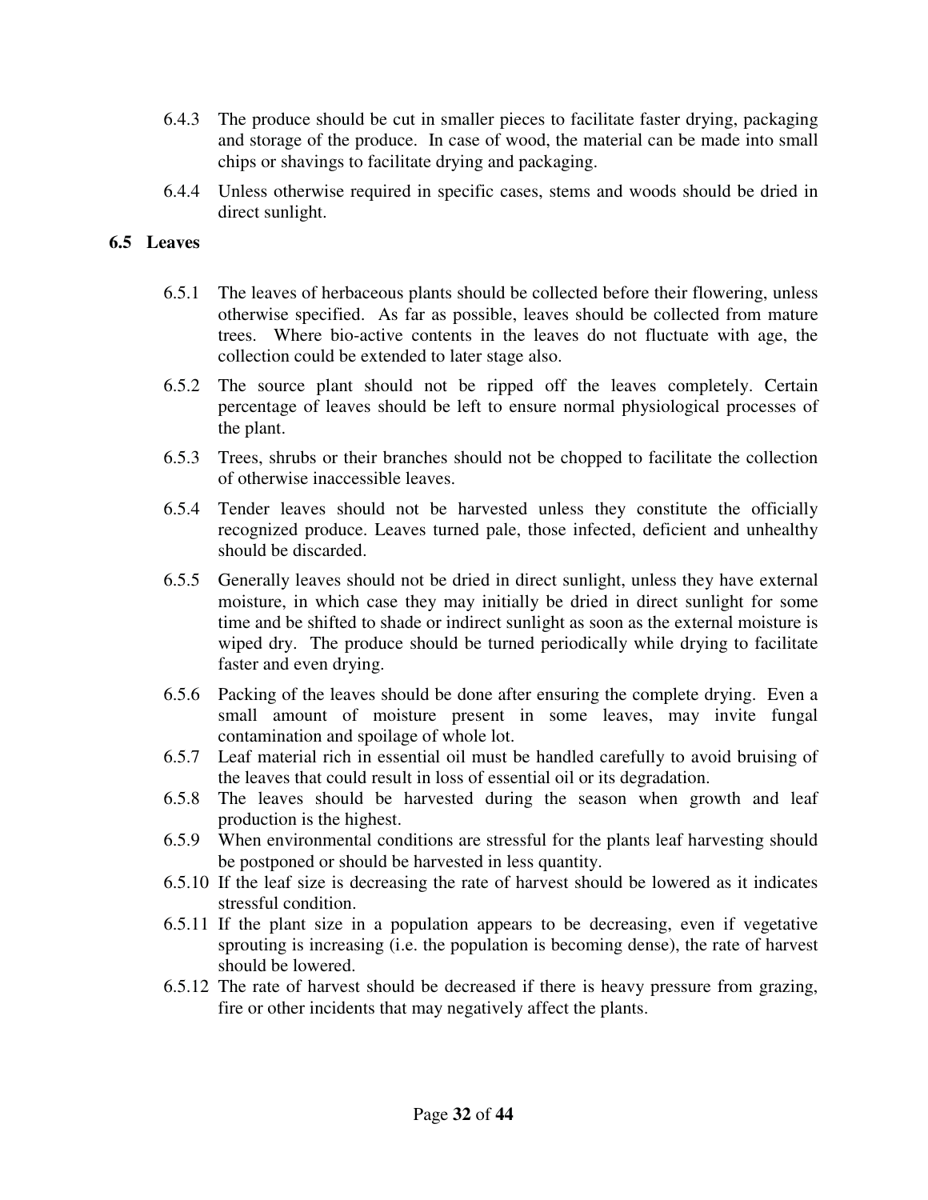6.4.3 The produce should be cut in smaller pieces to facilitate faster drying, packaging and storage of the produce. In case of wood, the material can be made into small chips or shavings to facilitate drying and packaging.

6.4.4 Unless otherwise required in specific cases, stems and woods should be dried in direct sunlight.

### 6.5 Leaves

6.5.1 The leaves of herbaceous plants should be collected before their flowering, unless otherwise specified. As far as possible, leaves should be collected from mature trees. Where bio-active contents in the leaves do not fluctuate with age, the collection could be extended to later stage also.

6.5.2 The source plant should not be ripped off the leaves completely. Certain percentage of leaves should be left to ensure normal physiological processes of the plant.

6.5.3 Trees, shrubs or their branches should not be chopped to facilitate the collection of otherwise inaccessible leaves.

6.5.4 Tender leaves should not be harvested unless they constitute the officially recognized produce. Leaves turned pale, those infected, deficient and unhealthy should be discarded.

6.5.5 Generally leaves should not be dried in direct sunlight, unless they have external moisture, in which case they may initially be dried in direct sunlight for some time and be shifted to shade or indirect sunlight as soon as the external moisture is wiped dry. The produce should be turned periodically while drying to facilitate faster and even drying.

6.5.6 Packing of the leaves should be done after ensuring the complete drying. Even a small amount of moisture present in some leaves, may invite fungal contamination and spoilage of whole lot.

6.5.7 Leaf material rich in essential oil must be handled carefully to avoid bruising of the leaves that could result in loss of essential oil or its degradation.

6.5.8 The leaves should be harvested during the season when growth and leaf production is the highest.

6.5.9 When environmental conditions are stressful for the plants leaf harvesting should be postponed or should be harvested in less quantity.

6.5.10 If the leaf size is decreasing the rate of harvest should be lowered as it indicates stressful condition.

6.5.11 If the plant size in a population appears to be decreasing, even if vegetative sprouting is increasing (i.e. the population is becoming dense), the rate of harvest should be lowered.

6.5.12 The rate of harvest should be decreased if there is heavy pressure from grazing, fire or other incidents that may negatively affect the plants.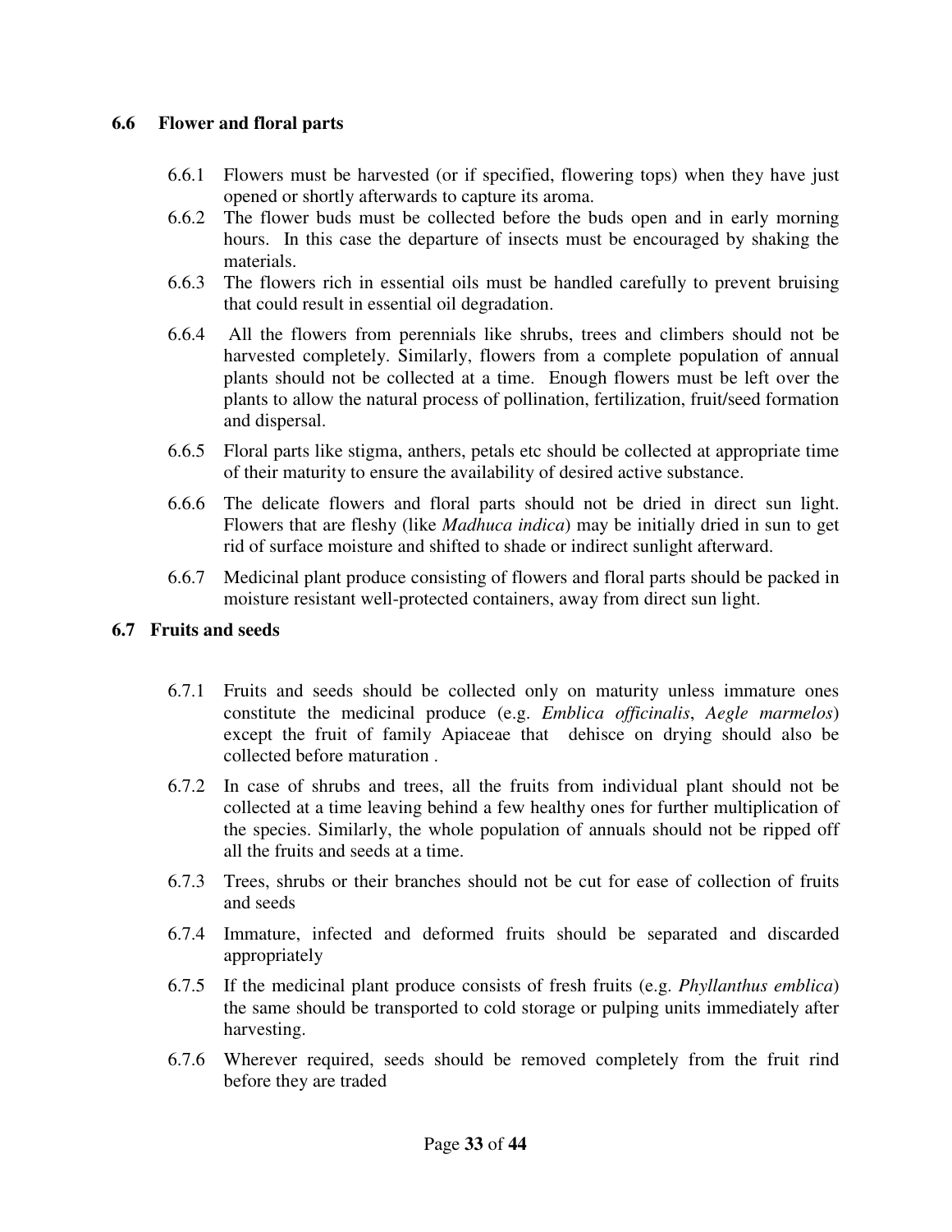### 6.6 Flower and floral parts

6.6.1 Flowers must be harvested (or if specified, flowering tops) when they have just opened or shortly afterwards to capture its aroma.

6.6.2 The flower buds must be collected before the buds open and in early morning hours. In this case the departure of insects must be encouraged by shaking the materials.

6.6.3 The flowers rich in essential oils must be handled carefully to prevent bruising that could result in essential oil degradation.

6.6.4 All the flowers from perennials like shrubs, trees and climbers should not be harvested completely. Similarly, flowers from a complete population of annual plants should not be collected at a time. Enough flowers must be left over the plants to allow the natural process of pollination, fertilization, fruit/seed formation and dispersal.

6.6.5 Floral parts like stigma, anthers, petals etc should be collected at appropriate time of their maturity to ensure the availability of desired active substance.

6.6.6 The delicate flowers and floral parts should not be dried in direct sun light. Flowers that are fleshy (like *Madhuca indica*) may be initially dried in sun to get rid of surface moisture and shifted to shade or indirect sunlight afterward.

6.6.7 Medicinal plant produce consisting of flowers and floral parts should be packed in moisture resistant well-protected containers, away from direct sun light.

### 6.7 Fruits and seeds

6.7.1 Fruits and seeds should be collected only on maturity unless immature ones constitute the medicinal produce (e.g. *Emblica officinalis*, *Aegle marmelos*) except the fruit of family Apiaceae that dehisce on drying should also be collected before maturation .

6.7.2 In case of shrubs and trees, all the fruits from individual plant should not be collected at a time leaving behind a few healthy ones for further multiplication of the species. Similarly, the whole population of annuals should not be ripped off all the fruits and seeds at a time.

6.7.3 Trees, shrubs or their branches should not be cut for ease of collection of fruits and seeds

6.7.4 Immature, infected and deformed fruits should be separated and discarded appropriately

6.7.5 If the medicinal plant produce consists of fresh fruits (e.g. *Phyllanthus emblica*) the same should be transported to cold storage or pulping units immediately after harvesting.

6.7.6 Wherever required, seeds should be removed completely from the fruit rind before they are traded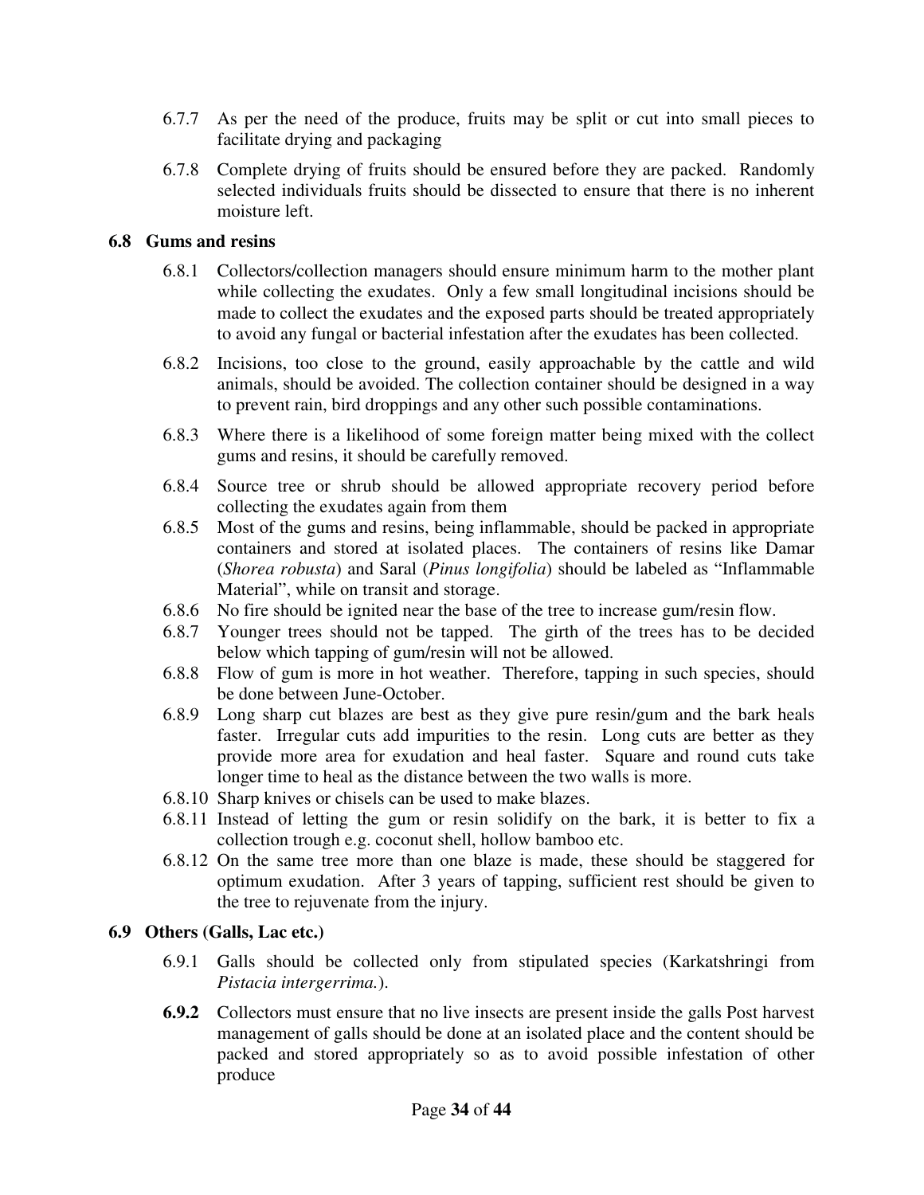6.7.7 As per the need of the produce, fruits may be split or cut into small pieces to facilitate drying and packaging

6.7.8 Complete drying of fruits should be ensured before they are packed. Randomly selected individuals fruits should be dissected to ensure that there is no inherent moisture left.

## 6.8 Gums and resins

6.8.1 Collectors/collection managers should ensure minimum harm to the mother plant while collecting the exudates. Only a few small longitudinal incisions should be made to collect the exudates and the exposed parts should be treated appropriately to avoid any fungal or bacterial infestation after the exudates has been collected.

6.8.2 Incisions, too close to the ground, easily approachable by the cattle and wild animals, should be avoided. The collection container should be designed in a way to prevent rain, bird droppings and any other such possible contaminations.

6.8.3 Where there is a likelihood of some foreign matter being mixed with the collect gums and resins, it should be carefully removed.

6.8.4 Source tree or shrub should be allowed appropriate recovery period before collecting the exudates again from them

6.8.5 Most of the gums and resins, being inflammable, should be packed in appropriate containers and stored at isolated places. The containers of resins like Damar (*Shorea robusta*) and Saral (*Pinus longifolia*) should be labeled as "Inflammable Material", while on transit and storage.

6.8.6 No fire should be ignited near the base of the tree to increase gum/resin flow.

6.8.7 Younger trees should not be tapped. The girth of the trees has to be decided below which tapping of gum/resin will not be allowed.

6.8.8 Flow of gum is more in hot weather. Therefore, tapping in such species, should be done between June-October.

6.8.9 Long sharp cut blazes are best as they give pure resin/gum and the bark heals faster. Irregular cuts add impurities to the resin. Long cuts are better as they provide more area for exudation and heal faster. Square and round cuts take longer time to heal as the distance between the two walls is more.

6.8.10 Sharp knives or chisels can be used to make blazes.

6.8.11 Instead of letting the gum or resin solidify on the bark, it is better to fix a collection trough e.g. coconut shell, hollow bamboo etc.

6.8.12 On the same tree more than one blaze is made, these should be staggered for optimum exudation. After 3 years of tapping, sufficient rest should be given to the tree to rejuvenate from the injury.

## 6.9 Others (Galls, Lac etc.)

6.9.1 Galls should be collected only from stipulated species (Karkatshringi from *Pistacia intergerrima.*).

**6.9.2** Collectors must ensure that no live insects are present inside the galls Post harvest management of galls should be done at an isolated place and the content should be packed and stored appropriately so as to avoid possible infestation of other produce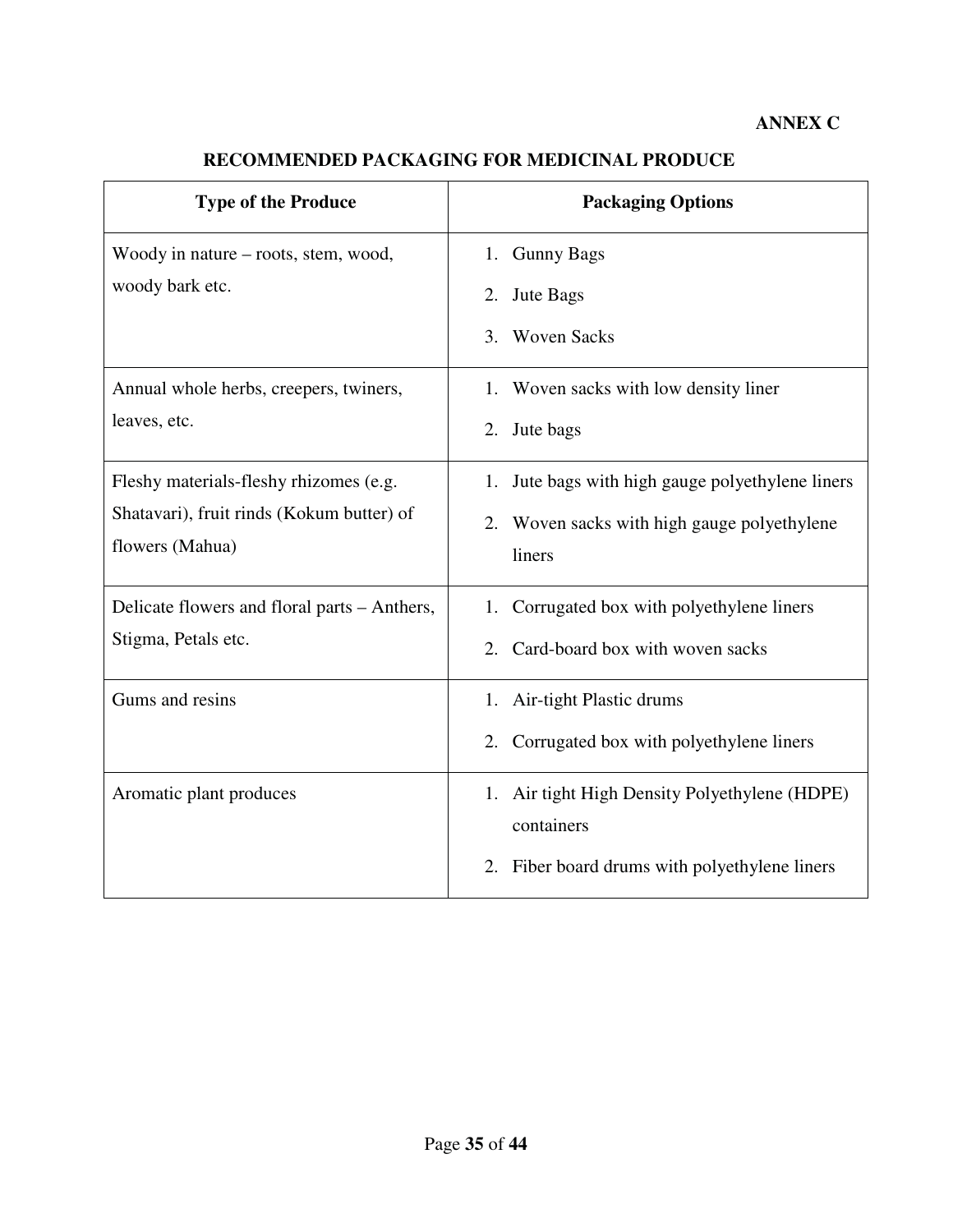**ANNEX C**

## RECOMMENDED PACKAGING FOR MEDICINAL PRODUCE

| Type of the Produce | Packaging Options |
|---|---|
| Woody in nature – roots, stem, wood, woody bark etc. | 1. Gunny Bags<br>2. Jute Bags<br>3. Woven Sacks |
| Annual whole herbs, creepers, twiners, leaves, etc. | 1. Woven sacks with low density liner<br>2. Jute bags |
| Fleshy materials-fleshy rhizomes (e.g. Shatavari), fruit rinds (Kokum butter) of flowers (Mahua) | 1. Jute bags with high gauge polyethylene liners<br>2. Woven sacks with high gauge polyethylene liners |
| Delicate flowers and floral parts – Anthers, Stigma, Petals etc. | 1. Corrugated box with polyethylene liners<br>2. Card-board box with woven sacks |
| Gums and resins | 1. Air-tight Plastic drums<br>2. Corrugated box with polyethylene liners |
| Aromatic plant produces | 1. Air tight High Density Polyethylene (HDPE) containers<br>2. Fiber board drums with polyethylene liners |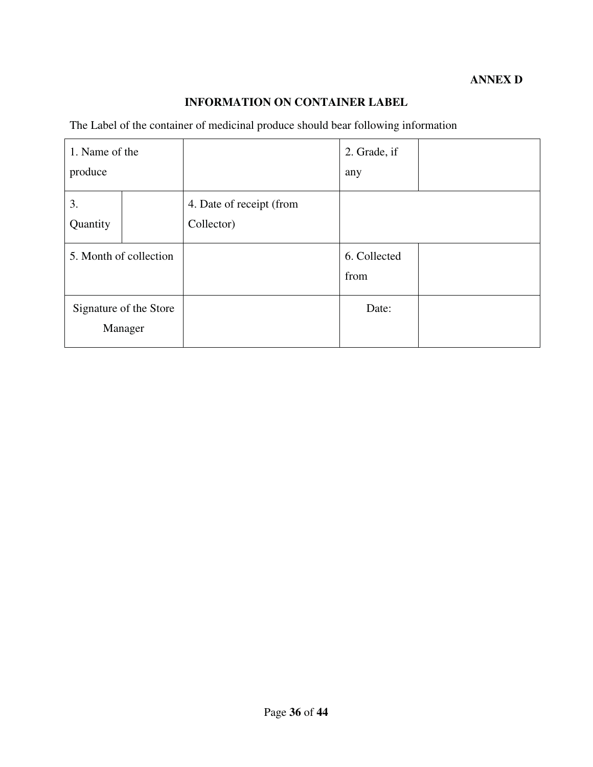**ANNEX D**

## INFORMATION ON CONTAINER LABEL

The Label of the container of medicinal produce should bear following information

| 1. Name of the produce | | | 2. Grade, if any | |
|---|---|---|---|---|
| 3. Quantity | | 4. Date of receipt (from Collector) | | |
| 5. Month of collection | | | 6. Collected from | |
| Signature of the Store Manager | | | Date: | |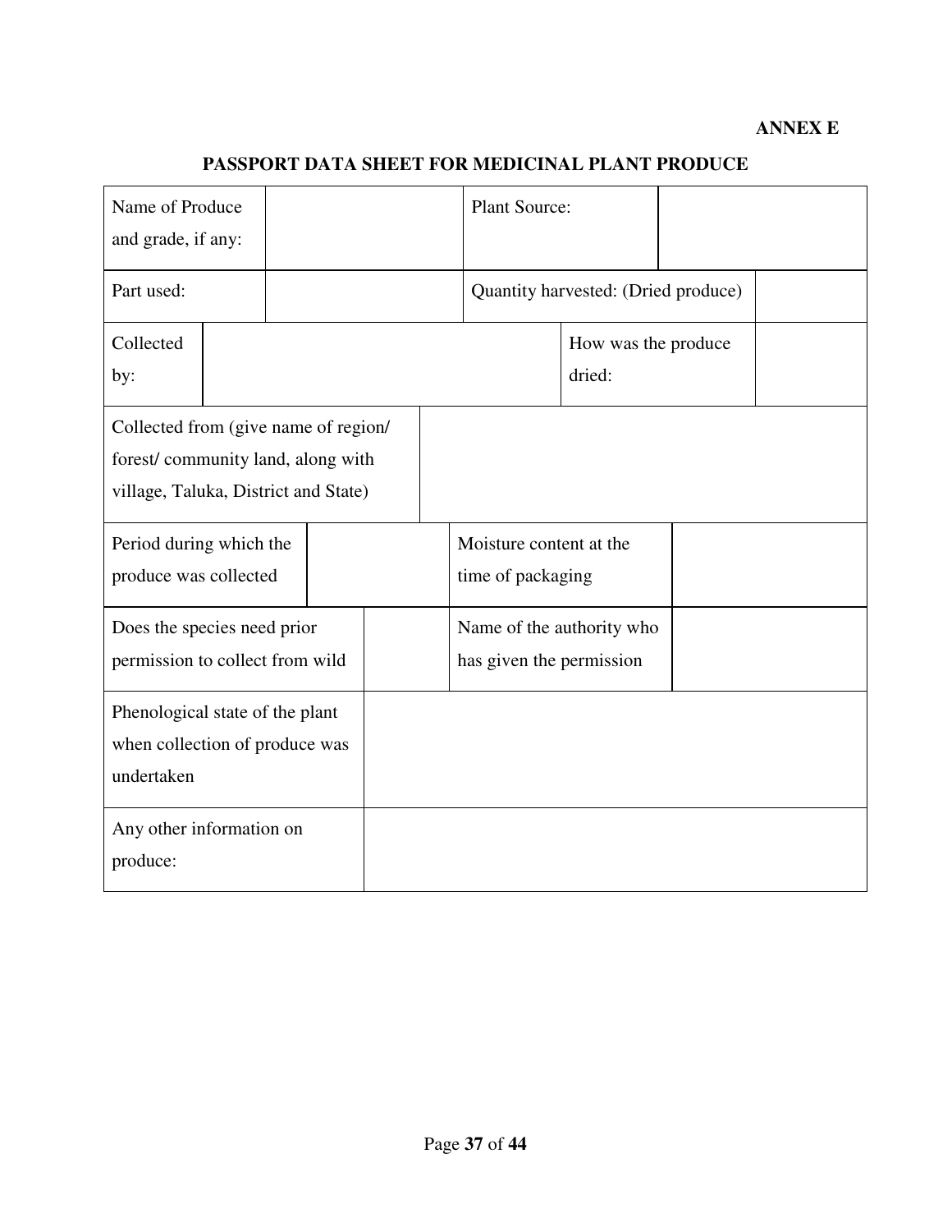**ANNEX E**

## PASSPORT DATA SHEET FOR MEDICINAL PLANT PRODUCE

| | | | |
|---|---|---|---|
| Name of Produce and grade, if any: | | Plant Source: | |
| Part used: | | Quantity harvested: (Dried produce) | |
| Collected by: | | How was the produce dried: | |
| Collected from (give name of region/ forest/ community land, along with village, Taluka, District and State) | | | |
| Period during which the produce was collected | | Moisture content at the time of packaging | |
| Does the species need prior permission to collect from wild | | Name of the authority who has given the permission | |
| Phenological state of the plant when collection of produce was undertaken | | | |
| Any other information on produce: | | | |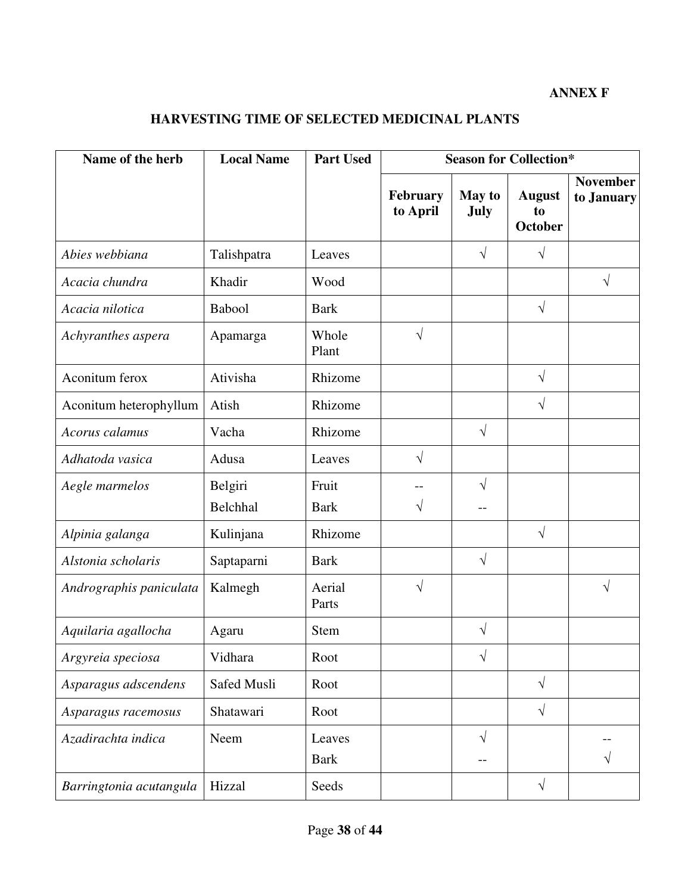**ANNEX F**

## HARVESTING TIME OF SELECTED MEDICINAL PLANTS

| Name of the herb | Local Name | Part Used | Season for Collection* | | | |
|---|---|---|---|---|---|---|
| | | | February to April | May to July | August to October | November to January |
| *Abies webbiana* | Talishpatra | Leaves | | √ | √ | |
| *Acacia chundra* | Khadir | Wood | | | | √ |
| *Acacia nilotica* | Babool | Bark | | | √ | |
| *Achyranthes aspera* | Apamarga | Whole Plant | √ | | | |
| Aconitum ferox | Ativisha | Rhizome | | | √ | |
| Aconitum heterophyllum | Atish | Rhizome | | | √ | |
| *Acorus calamus* | Vacha | Rhizome | | √ | | |
| *Adhatoda vasica* | Adusa | Leaves | √ | | | |
| *Aegle marmelos* | Belgiri | Fruit | -- | √ | | |
| | Belchhal | Bark | √ | -- | | |
| *Alpinia galanga* | Kulinjana | Rhizome | | | √ | |
| *Alstonia scholaris* | Saptaparni | Bark | | √ | | |
| *Andrographis paniculata* | Kalmegh | Aerial Parts | √ | | | √ |
| *Aquilaria agallocha* | Agaru | Stem | | √ | | |
| *Argyreia speciosa* | Vidhara | Root | | √ | | |
| *Asparagus adscendens* | Safed Musli | Root | | | √ | |
| *Asparagus racemosus* | Shatawari | Root | | | √ | |
| *Azadirachta indica* | Neem | Leaves | | √ | | -- |
| | | Bark | | -- | | √ |
| *Barringtonia acutangula* | Hizzal | Seeds | | | √ | |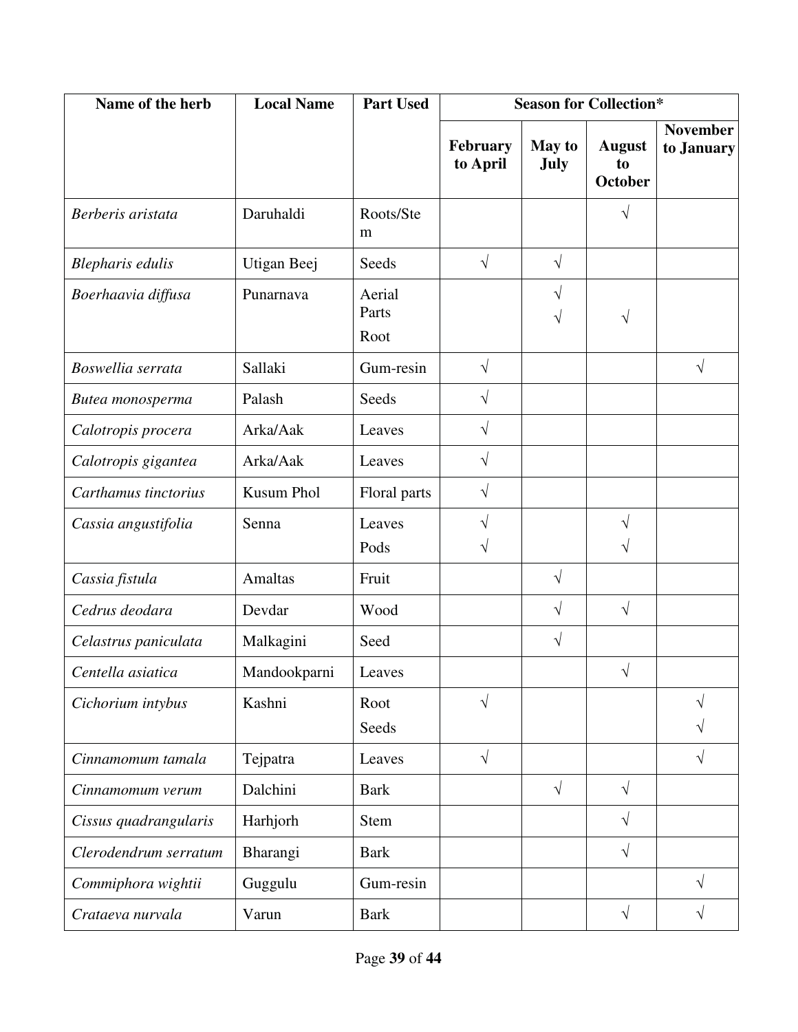| Name of the herb | Local Name | Part Used | Season for Collection* | | | |
|---|---|---|---|---|---|---|
| | | | February to April | May to July | August to October | November to January |
| *Berberis aristata* | Daruhaldi | Roots/Stem | | | √ | |
| *Blepharis edulis* | Utigan Beej | Seeds | √ | √ | | |
| *Boerhaavia diffusa* | Punarnava | Aerial Parts | | √ | | |
| | | Root | | √ | √ | |
| *Boswellia serrata* | Sallaki | Gum-resin | √ | | | √ |
| *Butea monosperma* | Palash | Seeds | √ | | | |
| *Calotropis procera* | Arka/Aak | Leaves | √ | | | |
| *Calotropis gigantea* | Arka/Aak | Leaves | √ | | | |
| *Carthamus tinctorius* | Kusum Phol | Floral parts | √ | | | |
| *Cassia angustifolia* | Senna | Leaves | √ | | √ | |
| | | Pods | √ | | √ | |
| *Cassia fistula* | Amaltas | Fruit | | √ | | |
| *Cedrus deodara* | Devdar | Wood | | √ | √ | |
| *Celastrus paniculata* | Malkagini | Seed | | √ | | |
| *Centella asiatica* | Mandookparni | Leaves | | | √ | |
| *Cichorium intybus* | Kashni | Root | √ | | | √ |
| | | Seeds | | | | √ |
| *Cinnamomum tamala* | Tejpatra | Leaves | √ | | | √ |
| *Cinnamomum verum* | Dalchini | Bark | | √ | √ | |
| *Cissus quadrangularis* | Harhjorh | Stem | | | √ | |
| *Clerodendrum serratum* | Bharangi | Bark | | | √ | |
| *Commiphora wightii* | Guggulu | Gum-resin | | | | √ |
| *Crataeva nurvala* | Varun | Bark | | | √ | √ |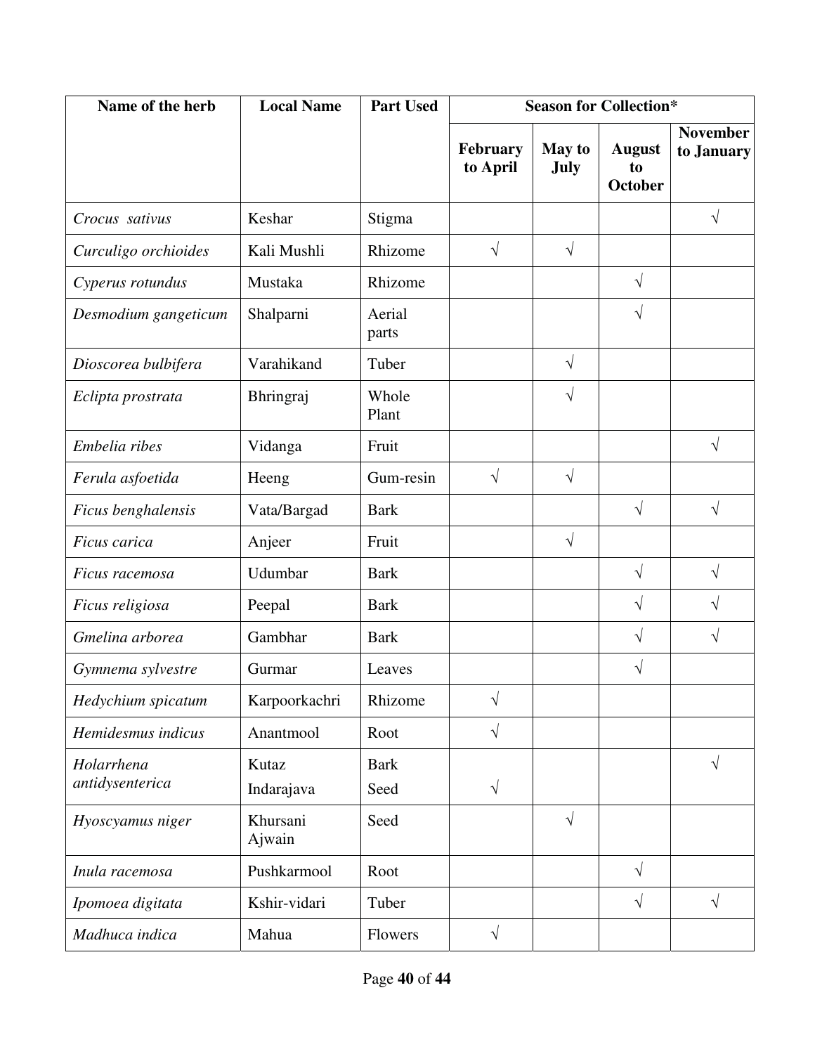| Name of the herb | Local Name | Part Used | Season for Collection* | | | |
|---|---|---|---|---|---|---|
| | | | February to April | May to July | August to October | November to January |
| *Crocus sativus* | Keshar | Stigma | | | | √ |
| *Curculigo orchioides* | Kali Mushli | Rhizome | √ | √ | | |
| *Cyperus rotundus* | Mustaka | Rhizome | | | √ | |
| *Desmodium gangeticum* | Shalparni | Aerial parts | | | √ | |
| *Dioscorea bulbifera* | Varahikand | Tuber | | √ | | |
| *Eclipta prostrata* | Bhringraj | Whole Plant | | √ | | |
| *Embelia ribes* | Vidanga | Fruit | | | | √ |
| *Ferula asfoetida* | Heeng | Gum-resin | √ | √ | | |
| *Ficus benghalensis* | Vata/Bargad | Bark | | | √ | √ |
| *Ficus carica* | Anjeer | Fruit | | √ | | |
| *Ficus racemosa* | Udumbar | Bark | | | √ | √ |
| *Ficus religiosa* | Peepal | Bark | | | √ | √ |
| *Gmelina arborea* | Gambhar | Bark | | | √ | √ |
| *Gymnema sylvestre* | Gurmar | Leaves | | | √ | |
| *Hedychium spicatum* | Karpoorkachri | Rhizome | √ | | | |
| *Hemidesmus indicus* | Anantmool | Root | √ | | | |
| *Holarrhena antidysenterica* | Kutaz | Bark | | | | √ |
| | Indarajava | Seed | √ | | | |
| *Hyoscyamus niger* | Khursani Ajwain | Seed | | √ | | |
| *Inula racemosa* | Pushkarmool | Root | | | √ | |
| *Ipomoea digitata* | Kshir-vidari | Tuber | | | √ | √ |
| *Madhuca indica* | Mahua | Flowers | √ | | | |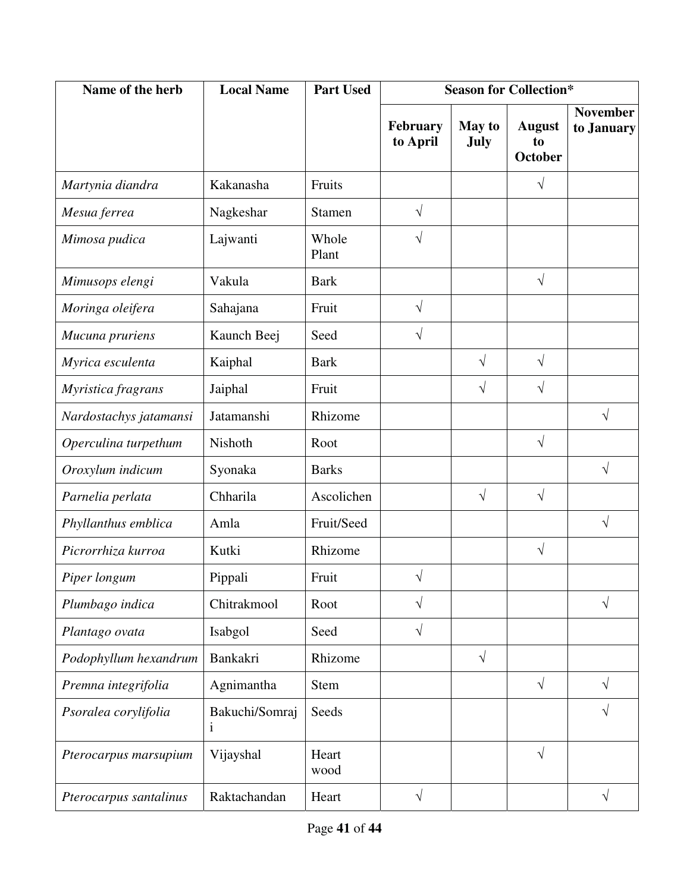| Name of the herb | Local Name | Part Used | Season for Collection* | | | |
|---|---|---|---|---|---|---|
| | | | February to April | May to July | August to October | November to January |
| *Martynia diandra* | Kakanasha | Fruits | | | √ | |
| *Mesua ferrea* | Nagkeshar | Stamen | √ | | | |
| *Mimosa pudica* | Lajwanti | Whole Plant | √ | | | |
| *Mimusops elengi* | Vakula | Bark | | | √ | |
| *Moringa oleifera* | Sahajana | Fruit | √ | | | |
| *Mucuna pruriens* | Kaunch Beej | Seed | √ | | | |
| *Myrica esculenta* | Kaiphal | Bark | | √ | √ | |
| *Myristica fragrans* | Jaiphal | Fruit | | √ | √ | |
| *Nardostachys jatamansi* | Jatamanshi | Rhizome | | | | √ |
| *Operculina turpethum* | Nishoth | Root | | | √ | |
| *Oroxylum indicum* | Syonaka | Barks | | | | √ |
| *Parnelia perlata* | Chharila | Ascolichen | | √ | √ | |
| *Phyllanthus emblica* | Amla | Fruit/Seed | | | | √ |
| *Picrorrhiza kurroa* | Kutki | Rhizome | | | √ | |
| *Piper longum* | Pippali | Fruit | √ | | | |
| *Plumbago indica* | Chitrakmool | Root | √ | | | √ |
| *Plantago ovata* | Isabgol | Seed | √ | | | |
| *Podophyllum hexandrum* | Bankakri | Rhizome | | √ | | |
| *Premna integrifolia* | Agnimantha | Stem | | | √ | √ |
| *Psoralea corylifolia* | Bakuchi/Somraji | Seeds | | | | √ |
| *Pterocarpus marsupium* | Vijayshal | Heart wood | | | √ | |
| *Pterocarpus santalinus* | Raktachandan | Heart | √ | | | √ |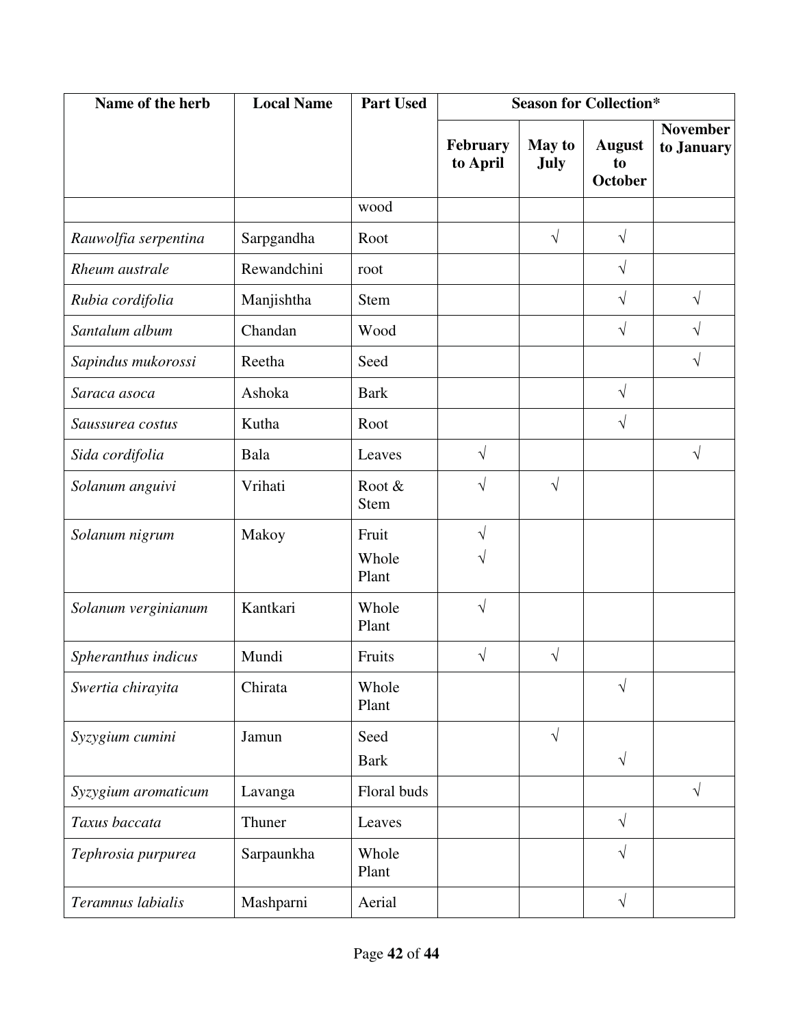| Name of the herb | Local Name | Part Used | Season for Collection* | | | |
|---|---|---|---|---|---|---|
| | | | February to April | May to July | August to October | November to January |
| | | wood | | | | |
| *Rauwolfia serpentina* | Sarpgandha | Root | | √ | √ | |
| *Rheum australe* | Rewandchini | root | | | √ | |
| *Rubia cordifolia* | Manjishtha | Stem | | | √ | √ |
| *Santalum album* | Chandan | Wood | | | √ | √ |
| *Sapindus mukorossi* | Reetha | Seed | | | | √ |
| *Saraca asoca* | Ashoka | Bark | | | √ | |
| *Saussurea costus* | Kutha | Root | | | √ | |
| *Sida cordifolia* | Bala | Leaves | √ | | | √ |
| *Solanum anguivi* | Vrihati | Root & Stem | √ | √ | | |
| *Solanum nigrum* | Makoy | Fruit | √ | | | |
| | | Whole Plant | √ | | | |
| *Solanum verginianum* | Kantkari | Whole Plant | √ | | | |
| *Spheranthus indicus* | Mundi | Fruits | √ | √ | | |
| *Swertia chirayita* | Chirata | Whole Plant | | | √ | |
| *Syzygium cumini* | Jamun | Seed | | √ | | |
| | | Bark | | | √ | |
| *Syzygium aromaticum* | Lavanga | Floral buds | | | | √ |
| *Taxus baccata* | Thuner | Leaves | | | √ | |
| *Tephrosia purpurea* | Sarpaunkha | Whole Plant | | | √ | |
| *Teramnus labialis* | Mashparni | Aerial | | | √ | |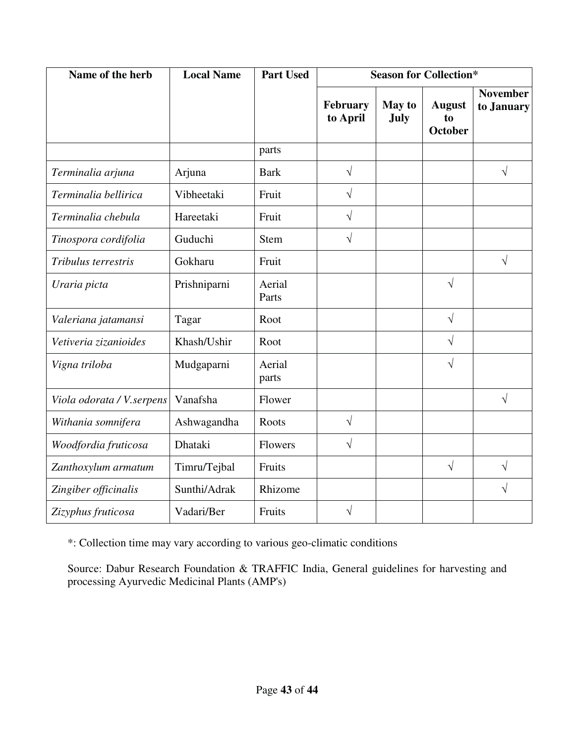| Name of the herb | Local Name | Part Used | Season for Collection* | | | |
|---|---|---|---|---|---|---|
| | | | February to April | May to July | August to October | November to January |
| | | parts | | | | |
| *Terminalia arjuna* | Arjuna | Bark | √ | | | √ |
| *Terminalia bellirica* | Vibheetaki | Fruit | √ | | | |
| *Terminalia chebula* | Hareetaki | Fruit | √ | | | |
| *Tinospora cordifolia* | Guduchi | Stem | √ | | | |
| *Tribulus terrestris* | Gokharu | Fruit | | | | √ |
| *Uraria picta* | Prishniparni | Aerial Parts | | | √ | |
| *Valeriana jatamansi* | Tagar | Root | | | √ | |
| *Vetiveria zizanioides* | Khash/Ushir | Root | | | √ | |
| *Vigna triloba* | Mudgaparni | Aerial parts | | | √ | |
| *Viola odorata / V.serpens* | Vanafsha | Flower | | | | √ |
| *Withania somnifera* | Ashwagandha | Roots | √ | | | |
| *Woodfordia fruticosa* | Dhataki | Flowers | √ | | | |
| *Zanthoxylum armatum* | Timru/Tejbal | Fruits | | | √ | √ |
| *Zingiber officinalis* | Sunthi/Adrak | Rhizome | | | | √ |
| *Zizyphus fruticosa* | Vadari/Ber | Fruits | √ | | | |

*: Collection time may vary according to various geo-climatic conditions

Source: Dabur Research Foundation & TRAFFIC India, General guidelines for harvesting and processing Ayurvedic Medicinal Plants (AMP's)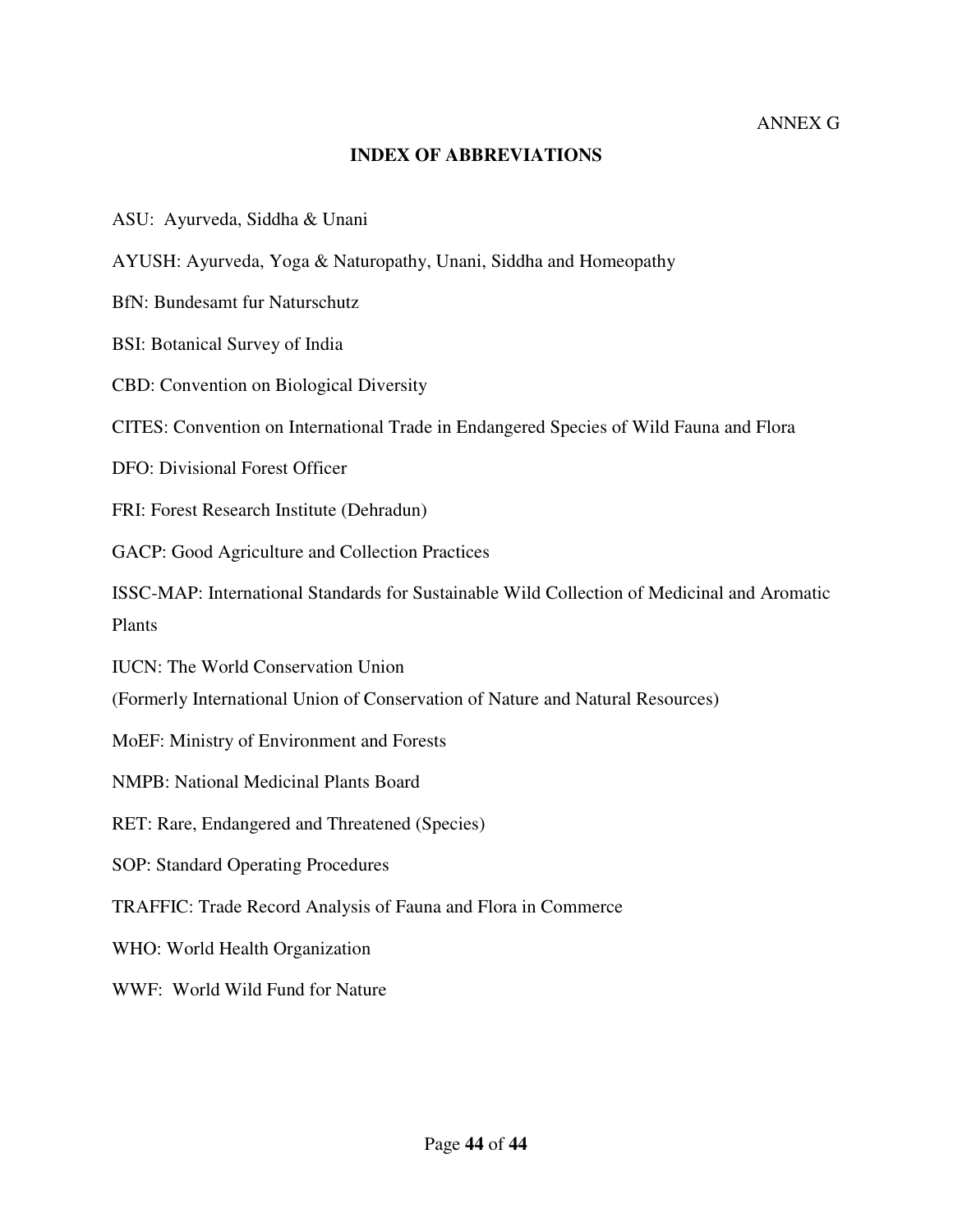ANNEX G

## INDEX OF ABBREVIATIONS

ASU: Ayurveda, Siddha & Unani

AYUSH: Ayurveda, Yoga & Naturopathy, Unani, Siddha and Homeopathy

BfN: Bundesamt fur Naturschutz

BSI: Botanical Survey of India

CBD: Convention on Biological Diversity

CITES: Convention on International Trade in Endangered Species of Wild Fauna and Flora

DFO: Divisional Forest Officer

FRI: Forest Research Institute (Dehradun)

GACP: Good Agriculture and Collection Practices

ISSC-MAP: International Standards for Sustainable Wild Collection of Medicinal and Aromatic Plants

IUCN: The World Conservation Union
(Formerly International Union of Conservation of Nature and Natural Resources)

MoEF: Ministry of Environment and Forests

NMPB: National Medicinal Plants Board

RET: Rare, Endangered and Threatened (Species)

SOP: Standard Operating Procedures

TRAFFIC: Trade Record Analysis of Fauna and Flora in Commerce

WHO: World Health Organization

WWF: World Wild Fund for Nature